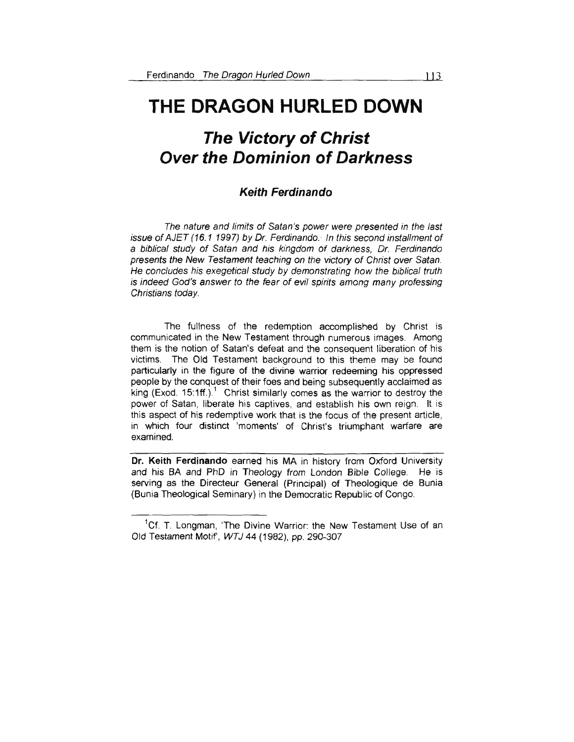# THE DRAGON HURLED DOWN

## *The Victory of Christ Over the Dominion of Darkness*

### *Keith Ferdinando*

*The nature and limits of Satan's power were presented in the last issue of AJET (16.1 1997) by Dr. Ferdinando. In this second installment of a biblical study of Satan and his kingdom of darkness, Dr. Ferdinando presents the New Testament teaching on the victory of Christ over Satan. He concludes his exegetical study by demonstrating how the biblical truth is indeed God's answer to the fear of evil spirits among many professing Christians today.*

The fullness of the redemption accomplished by Christ is communicated in the New Testament through numerous images. Among them is the notion of Satan's defeat and the consequent liberation of his victims. The Old Testament background to this theme may be found particularly in the figure of the divine warrior redeeming his oppressed people by the conquest of their foes and being subsequently acclaimed as king (Exod. 15:1ff.).[1] Christ similarly comes as the warrior to destroy the power of Satan, liberate his captives, and establish his own reign. It is this aspect of his redemptive work that is the focus of the present article, in which four distinct 'moments' of Christ's triumphant warfare are examined.

**Dr. Keith Ferdinando** earned his MA in history from Oxford University and his BA and PhD in Theology from London Bible College. He is serving as the Directeur General (Principal) of Theologique de Bunia (Bunia Theological Seminary) in the Democratic Republic of Congo.

[1] Cf. T. Longman, 'The Divine Warrior: the New Testament Use of an Old Testament Motif', *WTJ* 44 (1982), pp. 290-307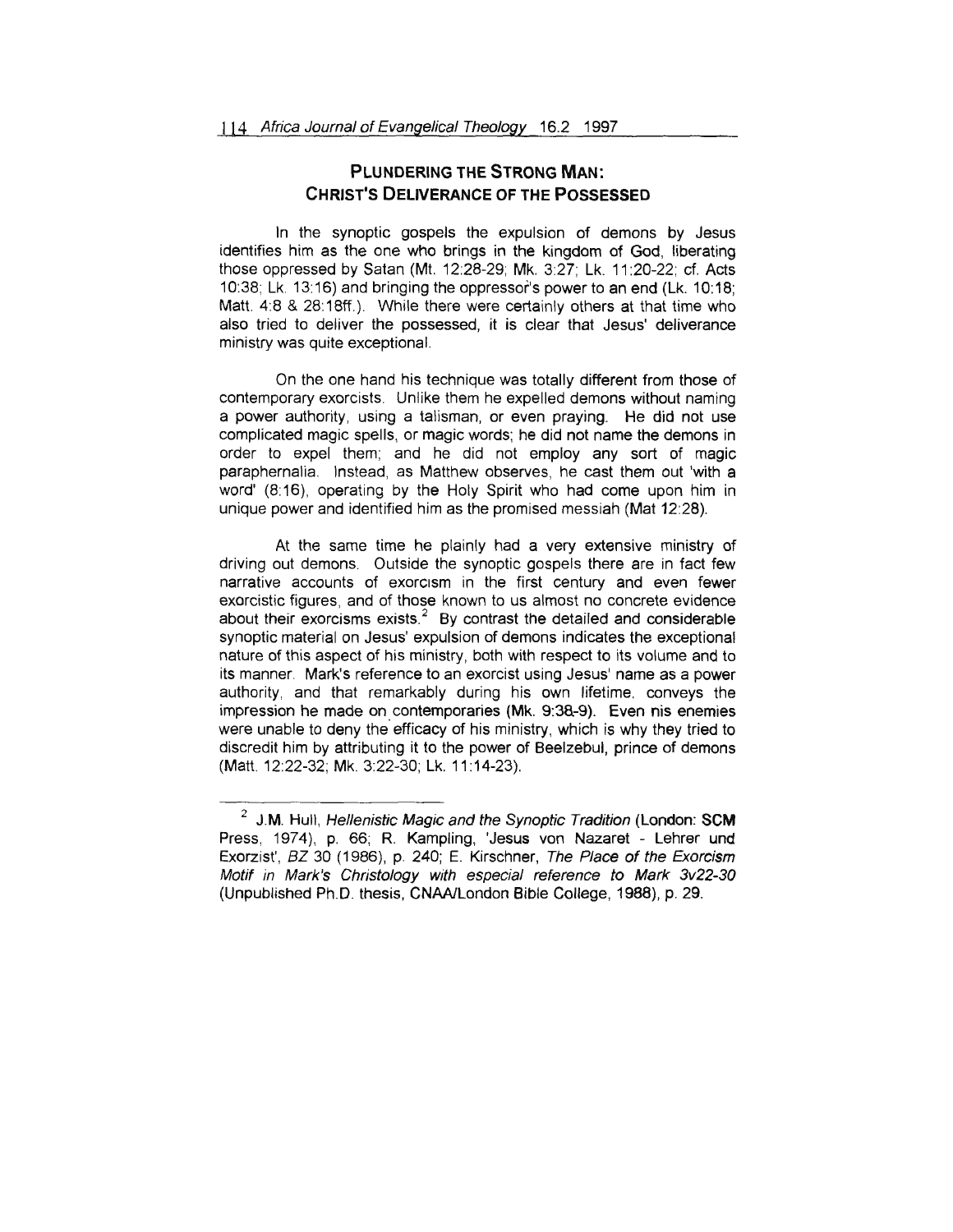## PLUNDERING THE STRONG MAN: CHRIST'S DELIVERANCE OF THE POSSESSED

In the synoptic gospels the expulsion of demons by Jesus identifies him as the one who brings in the kingdom of God, liberating those oppressed by Satan (Mt. 12:28-29; Mk. 3:27; Lk. 11:20-22; cf. Acts 10:38; Lk. 13:16) and bringing the oppressor's power to an end (Lk. 10:18; Matt. 4:8 & 28:18ff.). While there were certainly others at that time who also tried to deliver the possessed, it is clear that Jesus' deliverance ministry was quite exceptional.

On the one hand his technique was totally different from those of contemporary exorcists. Unlike them he expelled demons without naming a power authority, using a talisman, or even praying. He did not use complicated magic spells, or magic words; he did not name the demons in order to expel them; and he did not employ any sort of magic paraphernalia. Instead, as Matthew observes, he cast them out 'with a word' (8:16), operating by the Holy Spirit who had come upon him in unique power and identified him as the promised messiah (Mat 12:28).

At the same time he plainly had a very extensive ministry of driving out demons. Outside the synoptic gospels there are in fact few narrative accounts of exorcism in the first century and even fewer exorcistic figures, and of those known to us almost no concrete evidence about their exorcisms exists.[2] By contrast the detailed and considerable synoptic material on Jesus' expulsion of demons indicates the exceptional nature of this aspect of his ministry, both with respect to its volume and to its manner. Mark's reference to an exorcist using Jesus' name as a power authority, and that remarkably during his own lifetime, conveys the impression he made on contemporaries (Mk. 9:38-9). Even his enemies were unable to deny the efficacy of his ministry, which is why they tried to discredit him by attributing it to the power of Beelzebul, prince of demons (Matt. 12:22-32; Mk. 3:22-30; Lk. 11:14-23).

---

[2] J.M. Hull, *Hellenistic Magic and the Synoptic Tradition* (London: SCM Press, 1974), p. 66; R. Kampling, 'Jesus von Nazaret - Lehrer und Exorzist', *BZ* 30 (1986), p. 240; E. Kirschner, *The Place of the Exorcism Motif in Mark's Christology with especial reference to Mark 3v22-30* (Unpublished Ph.D. thesis, CNAA/London Bible College, 1988), p. 29.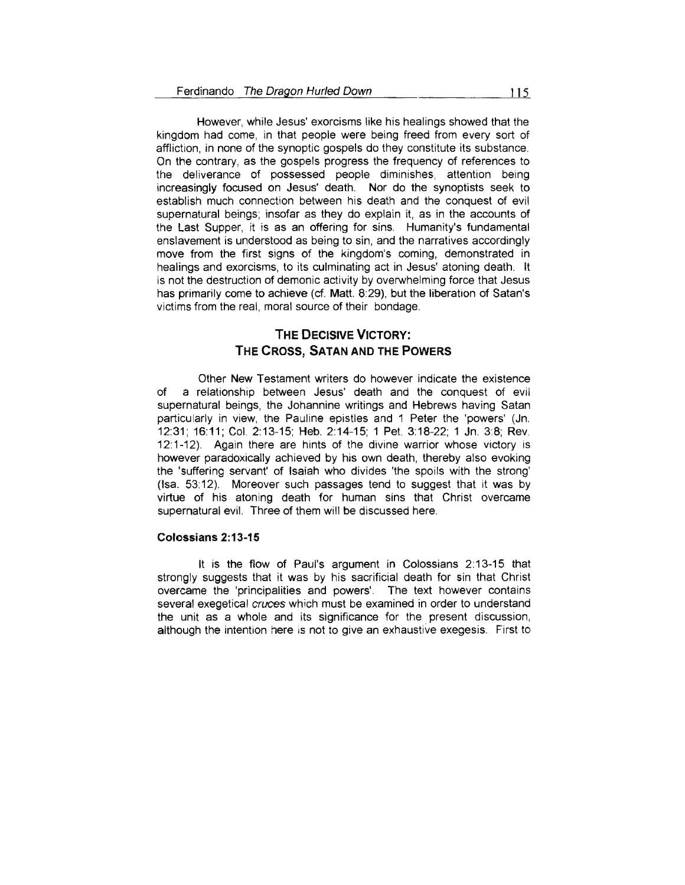However, while Jesus' exorcisms like his healings showed that the kingdom had come, in that people were being freed from every sort of affliction, in none of the synoptic gospels do they constitute its substance. On the contrary, as the gospels progress the frequency of references to the deliverance of possessed people diminishes, attention being increasingly focused on Jesus' death. Nor do the synoptists seek to establish much connection between his death and the conquest of evil supernatural beings; insofar as they do explain it, as in the accounts of the Last Supper, it is as an offering for sins. Humanity's fundamental enslavement is understood as being to sin, and the narratives accordingly move from the first signs of the kingdom's coming, demonstrated in healings and exorcisms, to its culminating act in Jesus' atoning death. It is not the destruction of demonic activity by overwhelming force that Jesus has primarily come to achieve (cf. Matt. 8:29), but the liberation of Satan's victims from the real, moral source of their bondage.

## The Decisive Victory: The Cross, Satan and the Powers

Other New Testament writers do however indicate the existence of a relationship between Jesus' death and the conquest of evil supernatural beings, the Johannine writings and Hebrews having Satan particularly in view, the Pauline epistles and 1 Peter the 'powers' (Jn. 12:31; 16:11; Col. 2:13-15; Heb. 2:14-15; 1 Pet. 3:18-22; 1 Jn. 3:8; Rev. 12:1-12). Again there are hints of the divine warrior whose victory is however paradoxically achieved by his own death, thereby also evoking the 'suffering servant' of Isaiah who divides 'the spoils with the strong' (Isa. 53:12). Moreover such passages tend to suggest that it was by virtue of his atoning death for human sins that Christ overcame supernatural evil. Three of them will be discussed here.

### Colossians 2:13-15

It is the flow of Paul's argument in Colossians 2:13-15 that strongly suggests that it was by his sacrificial death for sin that Christ overcame the 'principalities and powers'. The text however contains several exegetical *cruces* which must be examined in order to understand the unit as a whole and its significance for the present discussion, although the intention here is not to give an exhaustive exegesis. First to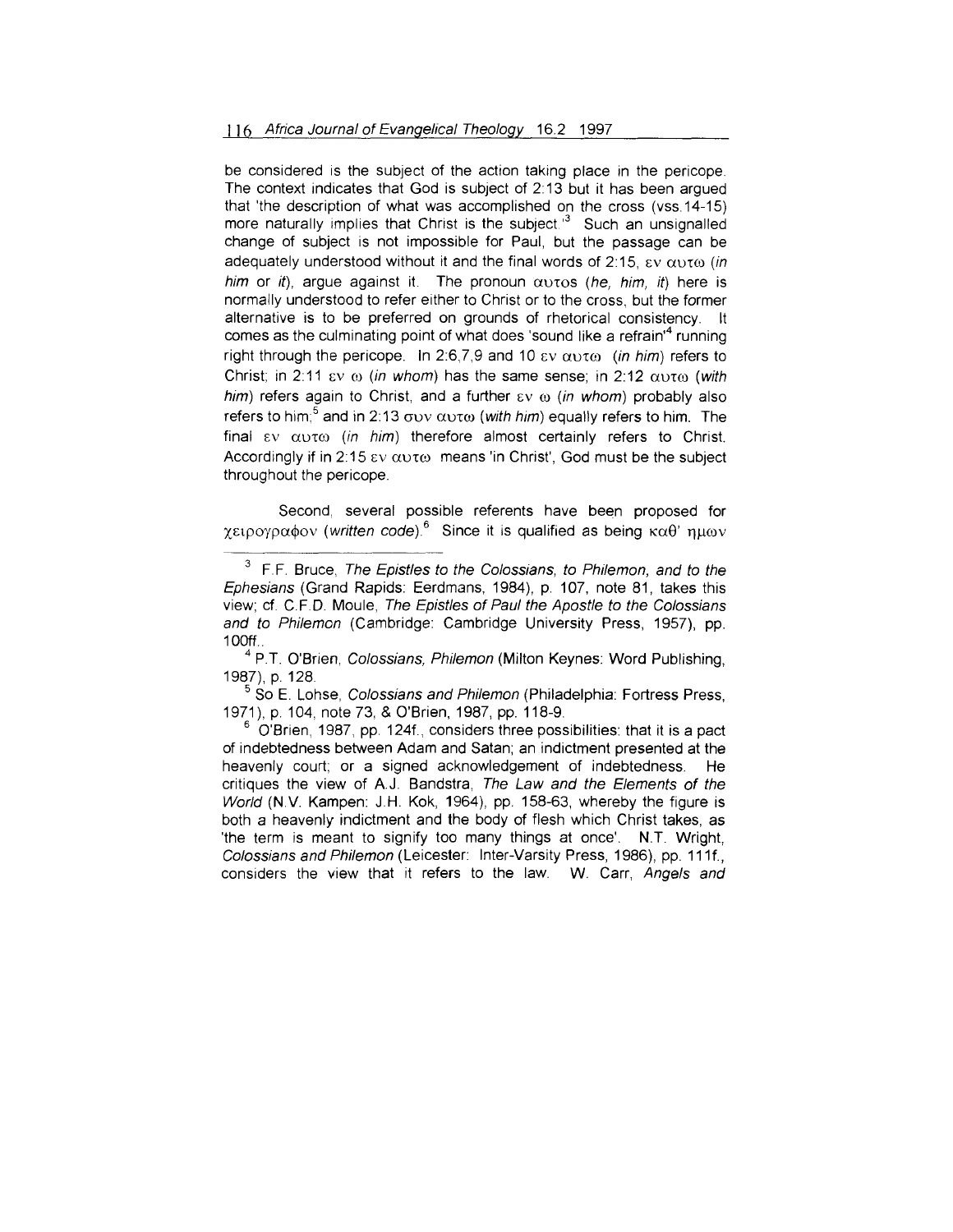be considered is the subject of the action taking place in the pericope. The context indicates that God is subject of 2:13 but it has been argued that 'the description of what was accomplished on the cross (vss.14-15) more naturally implies that Christ is the subject.'[3] Such an unsignalled change of subject is not impossible for Paul, but the passage can be adequately understood without it and the final words of 2:15, εν αυτω (*in him* or *it*), argue against it. The pronoun αυτος (*he, him, it*) here is normally understood to refer either to Christ or to the cross, but the former alternative is to be preferred on grounds of rhetorical consistency. It comes as the culminating point of what does 'sound like a refrain'[4] running right through the pericope. In 2:6,7,9 and 10 εν αυτω (*in him*) refers to Christ; in 2:11 εν ω (*in whom*) has the same sense; in 2:12 αυτω (*with him*) refers again to Christ, and a further εν ω (*in whom*) probably also refers to him;[5] and in 2:13 συν αυτω (*with him*) equally refers to him. The final εν αυτω (*in him*) therefore almost certainly refers to Christ. Accordingly if in 2:15 εν αυτω means 'in Christ', God must be the subject throughout the pericope.

Second, several possible referents have been proposed for χειρογραφον (*written code*).[6] Since it is qualified as being καθ' ημων

---

[3] F.F. Bruce, *The Epistles to the Colossians, to Philemon, and to the Ephesians* (Grand Rapids: Eerdmans, 1984), p. 107, note 81, takes this view; cf. C.F.D. Moule, *The Epistles of Paul the Apostle to the Colossians and to Philemon* (Cambridge: Cambridge University Press, 1957), pp. 100ff..

[4] P.T. O'Brien, *Colossians, Philemon* (Milton Keynes: Word Publishing, 1987), p. 128.

[5] So E. Lohse, *Colossians and Philemon* (Philadelphia: Fortress Press, 1971), p. 104, note 73, & O'Brien, 1987, pp. 118-9.

[6] O'Brien, 1987, pp. 124f., considers three possibilities: that it is a pact of indebtedness between Adam and Satan; an indictment presented at the heavenly court; or a signed acknowledgement of indebtedness. He critiques the view of A.J. Bandstra, *The Law and the Elements of the World* (N.V. Kampen: J.H. Kok, 1964), pp. 158-63, whereby the figure is both a heavenly indictment and the body of flesh which Christ takes, as 'the term is meant to signify too many things at once'. N.T. Wright, *Colossians and Philemon* (Leicester: Inter-Varsity Press, 1986), pp. 111f., considers the view that it refers to the law. W. Carr, *Angels and*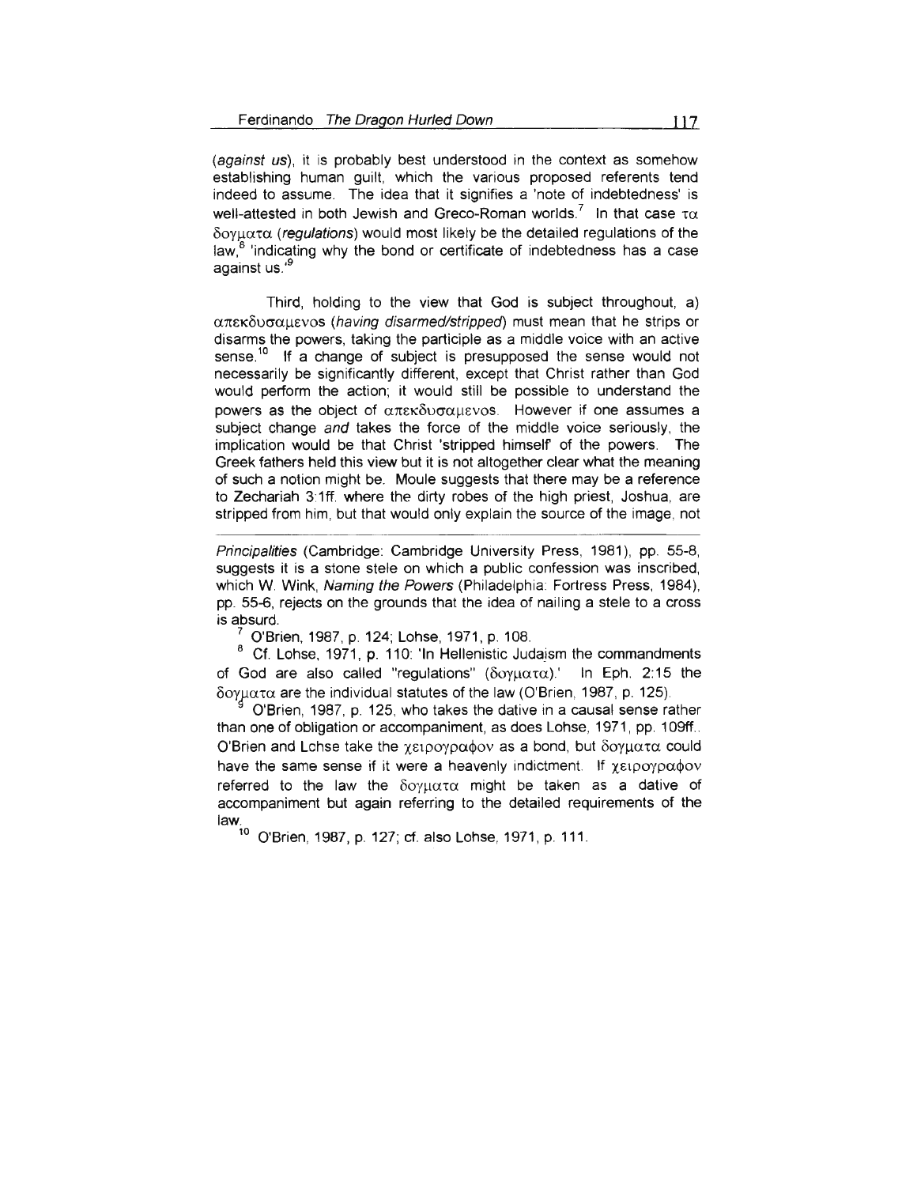(*against us*), it is probably best understood in the context as somehow establishing human guilt, which the various proposed referents tend indeed to assume. The idea that it signifies a 'note of indebtedness' is well-attested in both Jewish and Greco-Roman worlds.[7] In that case τα δογματα (*regulations*) would most likely be the detailed regulations of the law,[8] 'indicating why the bond or certificate of indebtedness has a case against us.'[9]

Third, holding to the view that God is subject throughout, a) απεκδυσαμενος (*having disarmed/stripped*) must mean that he strips or disarms the powers, taking the participle as a middle voice with an active sense.[10] If a change of subject is presupposed the sense would not necessarily be significantly different, except that Christ rather than God would perform the action; it would still be possible to understand the powers as the object of απεκδυσαμενος. However if one assumes a subject change *and* takes the force of the middle voice seriously, the implication would be that Christ 'stripped himself' of the powers. The Greek fathers held this view but it is not altogether clear what the meaning of such a notion might be. Moule suggests that there may be a reference to Zechariah 3:1ff. where the dirty robes of the high priest, Joshua, are stripped from him, but that would only explain the source of the image, not

---

*Principalities* (Cambridge: Cambridge University Press, 1981), pp. 55-8, suggests it is a stone stele on which a public confession was inscribed, which W. Wink, *Naming the Powers* (Philadelphia: Fortress Press, 1984), pp. 55-6, rejects on the grounds that the idea of nailing a stele to a cross is absurd.

[7] O'Brien, 1987, p. 124; Lohse, 1971, p. 108.

[8] Cf. Lohse, 1971, p. 110: 'In Hellenistic Judaism the commandments of God are also called "regulations" (δογματα).' In Eph. 2:15 the δογματα are the individual statutes of the law (O'Brien, 1987, p. 125).

[9] O'Brien, 1987, p. 125, who takes the dative in a causal sense rather than one of obligation or accompaniment, as does Lohse, 1971, pp. 109ff.. O'Brien and Lohse take the χειρογραφον as a bond, but δογματα could have the same sense if it were a heavenly indictment. If χειρογραφον referred to the law the δογματα might be taken as a dative of accompaniment but again referring to the detailed requirements of the law.

[10] O'Brien, 1987, p. 127; cf. also Lohse, 1971, p. 111.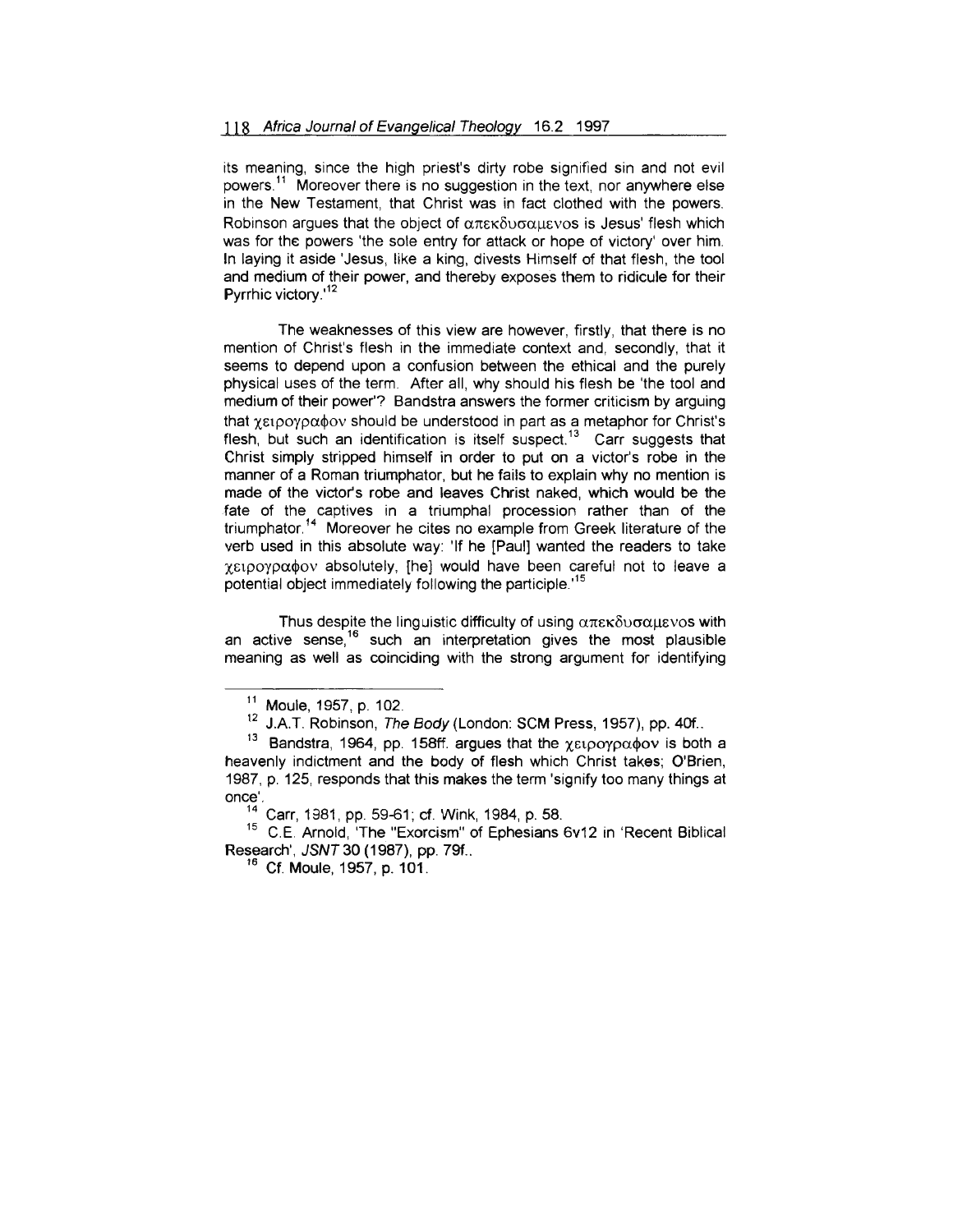its meaning, since the high priest's dirty robe signified sin and not evil powers.[11] Moreover there is no suggestion in the text, nor anywhere else in the New Testament, that Christ was in fact clothed with the powers. Robinson argues that the object of απεκδυσαμενος is Jesus' flesh which was for the powers 'the sole entry for attack or hope of victory' over him. In laying it aside 'Jesus, like a king, divests Himself of that flesh, the tool and medium of their power, and thereby exposes them to ridicule for their Pyrrhic victory.'[12]

The weaknesses of this view are however, firstly, that there is no mention of Christ's flesh in the immediate context and, secondly, that it seems to depend upon a confusion between the ethical and the purely physical uses of the term. After all, why should his flesh be 'the tool and medium of their power'? Bandstra answers the former criticism by arguing that χειρογραφον should be understood in part as a metaphor for Christ's flesh, but such an identification is itself suspect.[13] Carr suggests that Christ simply stripped himself in order to put on a victor's robe in the manner of a Roman triumphator, but he fails to explain why no mention is made of the victor's robe and leaves Christ naked, which would be the fate of the captives in a triumphal procession rather than of the triumphator.[14] Moreover he cites no example from Greek literature of the verb used in this absolute way: 'If he [Paul] wanted the readers to take χειρογραφον absolutely, [he] would have been careful not to leave a potential object immediately following the participle.'[15]

Thus despite the linguistic difficulty of using απεκδυσαμενος with an active sense,[16] such an interpretation gives the most plausible meaning as well as coinciding with the strong argument for identifying

---

[11] Moule, 1957, p. 102.

[12] J.A.T. Robinson, *The Body* (London: SCM Press, 1957), pp. 40f..

[13] Bandstra, 1964, pp. 158ff. argues that the χειρογραφον is both a heavenly indictment and the body of flesh which Christ takes; O'Brien, 1987, p. 125, responds that this makes the term 'signify too many things at once'.

[14] Carr, 1981, pp. 59-61; cf. Wink, 1984, p. 58.

[15] C.E. Arnold, 'The "Exorcism" of Ephesians 6v12 in 'Recent Biblical Research', *JSNT* 30 (1987), pp. 79f..

[16] Cf. Moule, 1957, p. 101.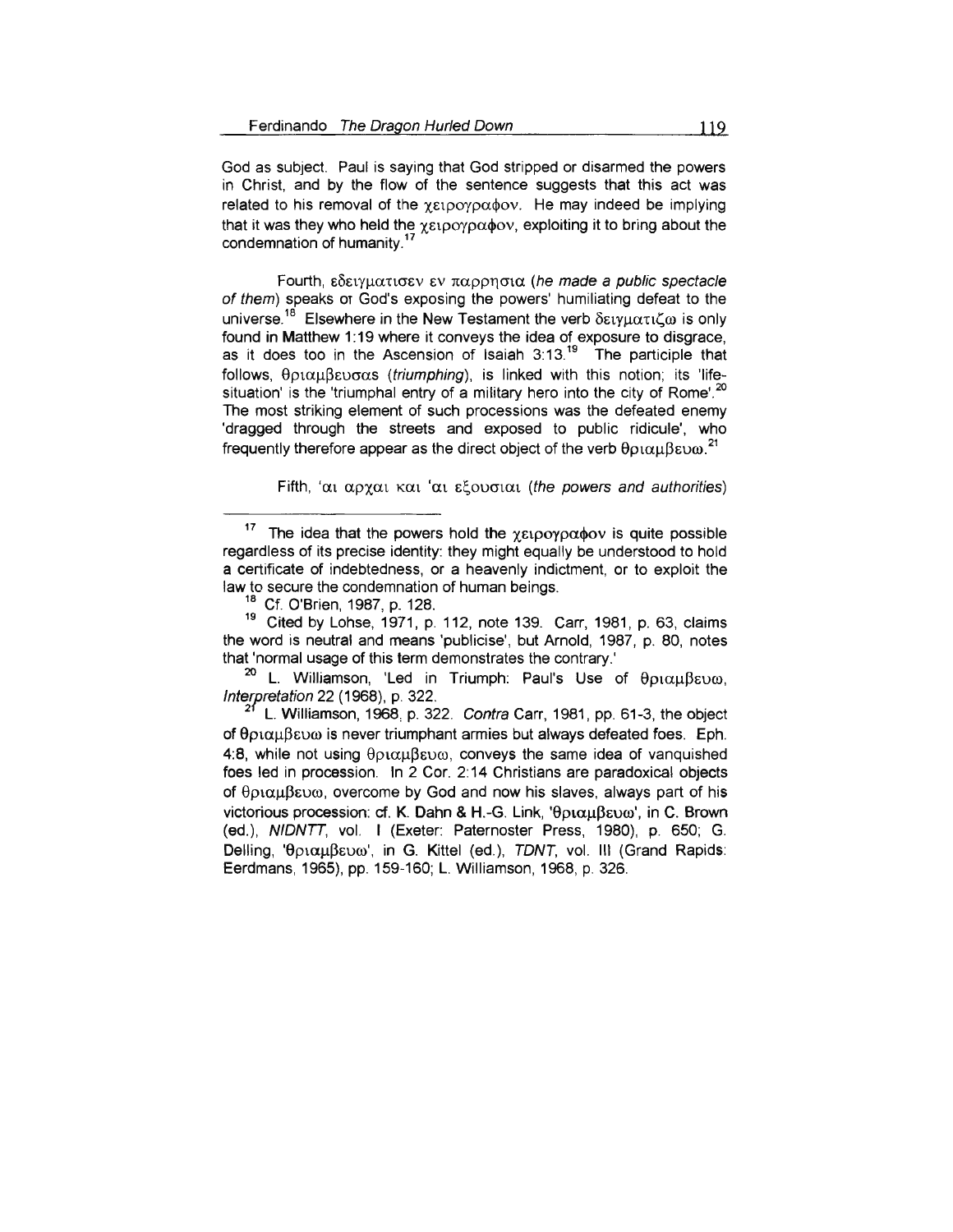God as subject. Paul is saying that God stripped or disarmed the powers in Christ, and by the flow of the sentence suggests that this act was related to his removal of the χειρογραφον. He may indeed be implying that it was they who held the χειρογραφον, exploiting it to bring about the condemnation of humanity.[17]

Fourth, εδειγματισεν εν παρρησια (*he made a public spectacle of them*) speaks of God's exposing the powers' humiliating defeat to the universe.[18] Elsewhere in the New Testament the verb δειγματιζω is only found in Matthew 1:19 where it conveys the idea of exposure to disgrace, as it does too in the Ascension of Isaiah 3:13.[19] The participle that follows, θριαμβευσας (*triumphing*), is linked with this notion; its 'life-situation' is the 'triumphal entry of a military hero into the city of Rome'.[20] The most striking element of such processions was the defeated enemy 'dragged through the streets and exposed to public ridicule', who frequently therefore appear as the direct object of the verb θριαμβευω.[21]

Fifth, 'αι αρχαι και 'αι εξουσιαι (*the powers and authorities*)

---

[17] The idea that the powers hold the χειρογραφον is quite possible regardless of its precise identity: they might equally be understood to hold a certificate of indebtedness, or a heavenly indictment, or to exploit the law to secure the condemnation of human beings.

[18] Cf. O'Brien, 1987, p. 128.

[19] Cited by Lohse, 1971, p. 112, note 139. Carr, 1981, p. 63, claims the word is neutral and means 'publicise', but Arnold, 1987, p. 80, notes that 'normal usage of this term demonstrates the contrary.'

[20] L. Williamson, 'Led in Triumph: Paul's Use of θριαμβευω, *Interpretation* 22 (1968), p. 322.

[21] L. Williamson, 1968, p. 322. *Contra* Carr, 1981, pp. 61-3, the object of θριαμβευω is never triumphant armies but always defeated foes. Eph. 4:8, while not using θριαμβευω, conveys the same idea of vanquished foes led in procession. In 2 Cor. 2:14 Christians are paradoxical objects of θριαμβευω, overcome by God and now his slaves, always part of his victorious procession: cf. K. Dahn & H.-G. Link, 'θριαμβευω', in C. Brown (ed.), *NIDNTT*, vol. I (Exeter: Paternoster Press, 1980), p. 650; G. Delling, 'θριαμβευω', in G. Kittel (ed.), *TDNT*, vol. III (Grand Rapids: Eerdmans, 1965), pp. 159-160; L. Williamson, 1968, p. 326.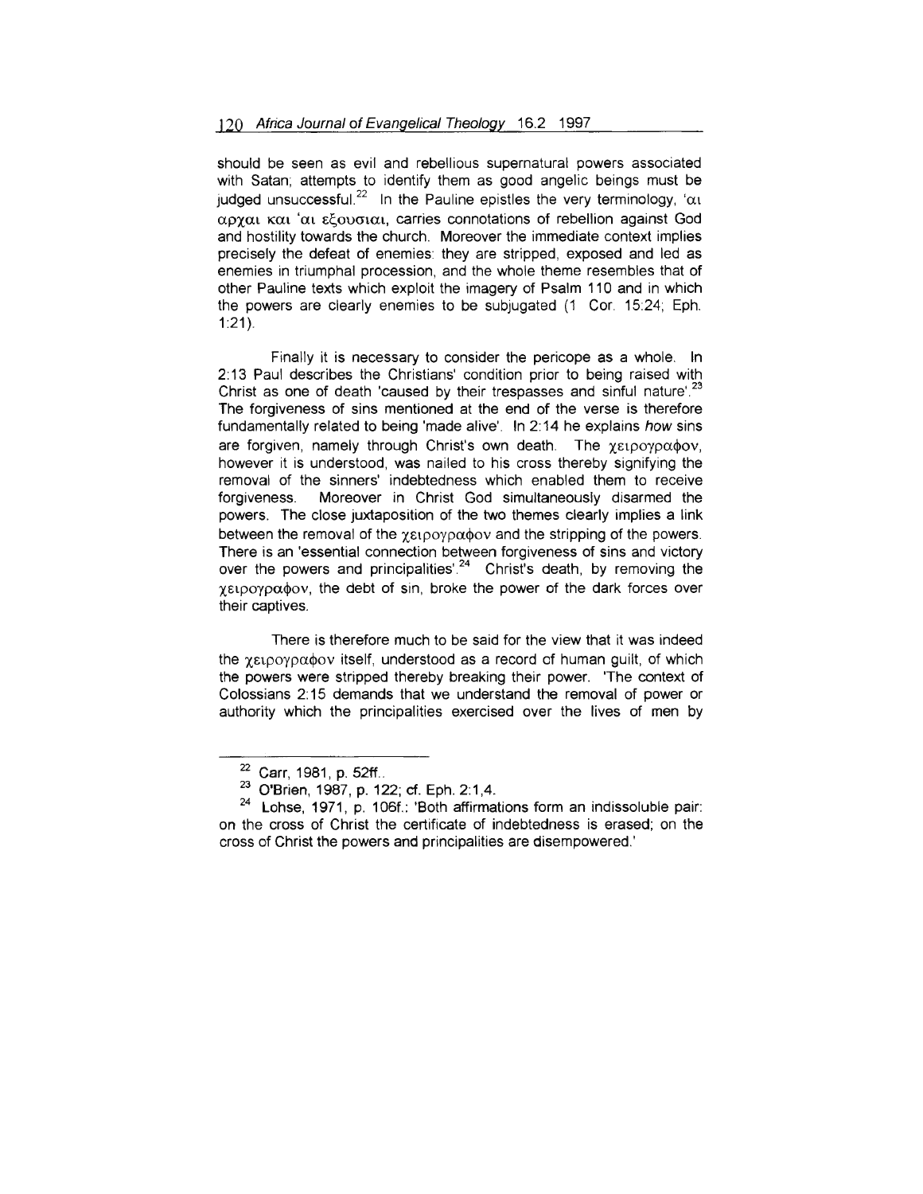should be seen as evil and rebellious supernatural powers associated with Satan; attempts to identify them as good angelic beings must be judged unsuccessful.[22] In the Pauline epistles the very terminology, 'αι αρχαι και 'αι εξουσιαι, carries connotations of rebellion against God and hostility towards the church. Moreover the immediate context implies precisely the defeat of enemies: they are stripped, exposed and led as enemies in triumphal procession, and the whole theme resembles that of other Pauline texts which exploit the imagery of Psalm 110 and in which the powers are clearly enemies to be subjugated (1 Cor. 15:24; Eph. 1:21).

Finally it is necessary to consider the pericope as a whole. In 2:13 Paul describes the Christians' condition prior to being raised with Christ as one of death 'caused by their trespasses and sinful nature'.[23] The forgiveness of sins mentioned at the end of the verse is therefore fundamentally related to being 'made alive'. In 2:14 he explains *how* sins are forgiven, namely through Christ's own death. The χειρογραφον, however it is understood, was nailed to his cross thereby signifying the removal of the sinners' indebtedness which enabled them to receive forgiveness. Moreover in Christ God simultaneously disarmed the powers. The close juxtaposition of the two themes clearly implies a link between the removal of the χειρογραφον and the stripping of the powers. There is an 'essential connection between forgiveness of sins and victory over the powers and principalities'.[24] Christ's death, by removing the χειρογραφον, the debt of sin, broke the power of the dark forces over their captives.

There is therefore much to be said for the view that it was indeed the χειρογραφον itself, understood as a record of human guilt, of which the powers were stripped thereby breaking their power. 'The context of Colossians 2:15 demands that we understand the removal of power or authority which the principalities exercised over the lives of men by

---

[22] Carr, 1981, p. 52ff..

[23] O'Brien, 1987, p. 122; cf. Eph. 2:1,4.

[24] Lohse, 1971, p. 106f.: 'Both affirmations form an indissoluble pair: on the cross of Christ the certificate of indebtedness is erased; on the cross of Christ the powers and principalities are disempowered.'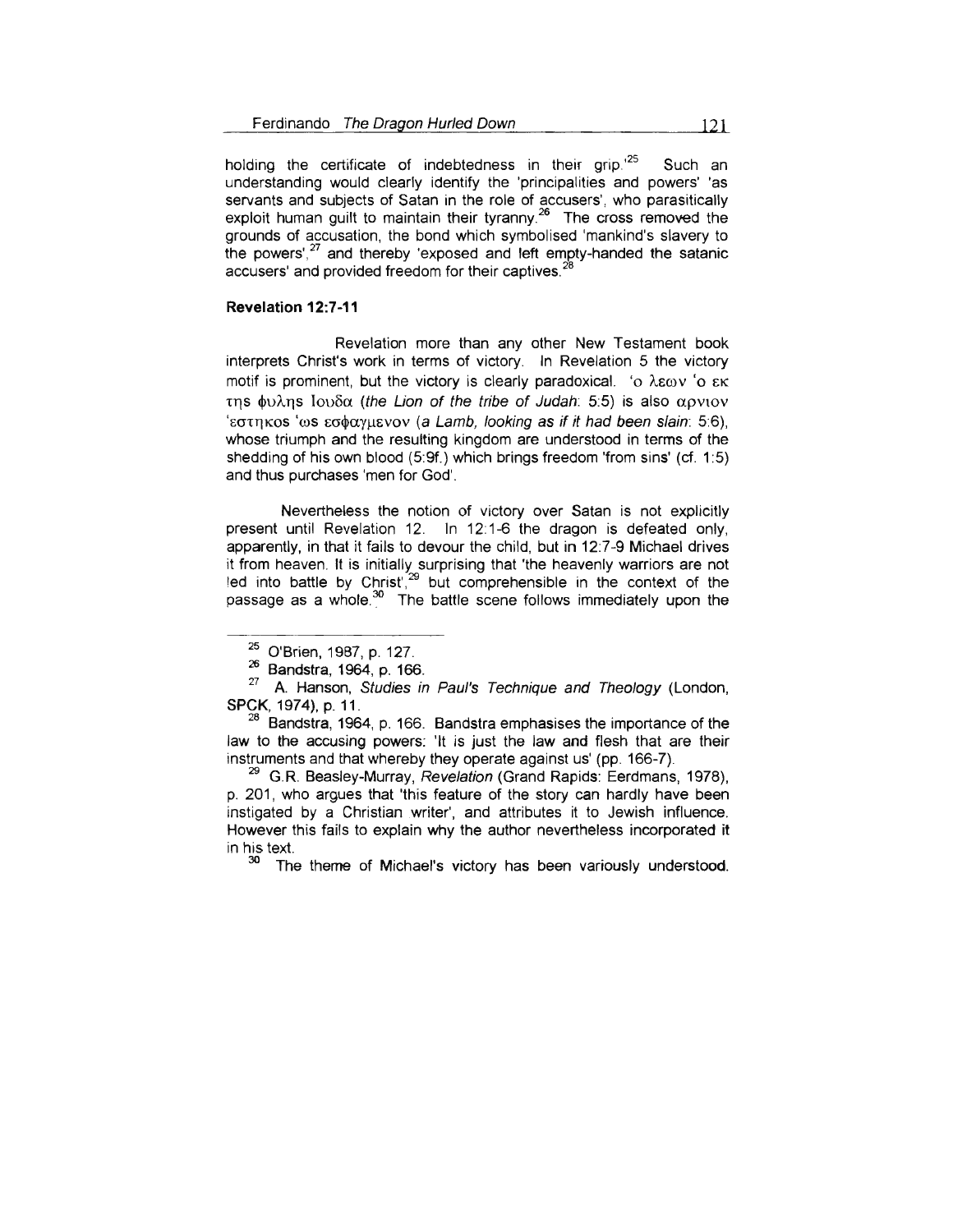holding the certificate of indebtedness in their grip.'[25] Such an understanding would clearly identify the 'principalities and powers' 'as servants and subjects of Satan in the role of accusers', who parasitically exploit human guilt to maintain their tyranny.[26] The cross removed the grounds of accusation, the bond which symbolised 'mankind's slavery to the powers',[27] and thereby 'exposed and left empty-handed the satanic accusers' and provided freedom for their captives.[28]

**Revelation 12:7-11**

Revelation more than any other New Testament book interprets Christ's work in terms of victory. In Revelation 5 the victory motif is prominent, but the victory is clearly paradoxical. 'ο λεων 'ο εκ της φυλης Ιουδα (*the Lion of the tribe of Judah*: 5:5) is also αρνιον 'εστηκος 'ως εσφαγμενον (*a Lamb, looking as if it had been slain*: 5:6), whose triumph and the resulting kingdom are understood in terms of the shedding of his own blood (5:9f.) which brings freedom 'from sins' (cf. 1:5) and thus purchases 'men for God'.

Nevertheless the notion of victory over Satan is not explicitly present until Revelation 12. In 12:1-6 the dragon is defeated only, apparently, in that it fails to devour the child, but in 12:7-9 Michael drives it from heaven. It is initially surprising that 'the heavenly warriors are not led into battle by Christ',[29] but comprehensible in the context of the passage as a whole.[30] The battle scene follows immediately upon the

---

[25] O'Brien, 1987, p. 127.

[26] Bandstra, 1964, p. 166.

[27] A. Hanson, *Studies in Paul's Technique and Theology* (London, SPCK, 1974), p. 11.

[28] Bandstra, 1964, p. 166. Bandstra emphasises the importance of the law to the accusing powers: 'It is just the law and flesh that are their instruments and that whereby they operate against us' (pp. 166-7).

[29] G.R. Beasley-Murray, *Revelation* (Grand Rapids: Eerdmans, 1978), p. 201, who argues that 'this feature of the story can hardly have been instigated by a Christian writer', and attributes it to Jewish influence. However this fails to explain why the author nevertheless incorporated it in his text.

[30] The theme of Michael's victory has been variously understood.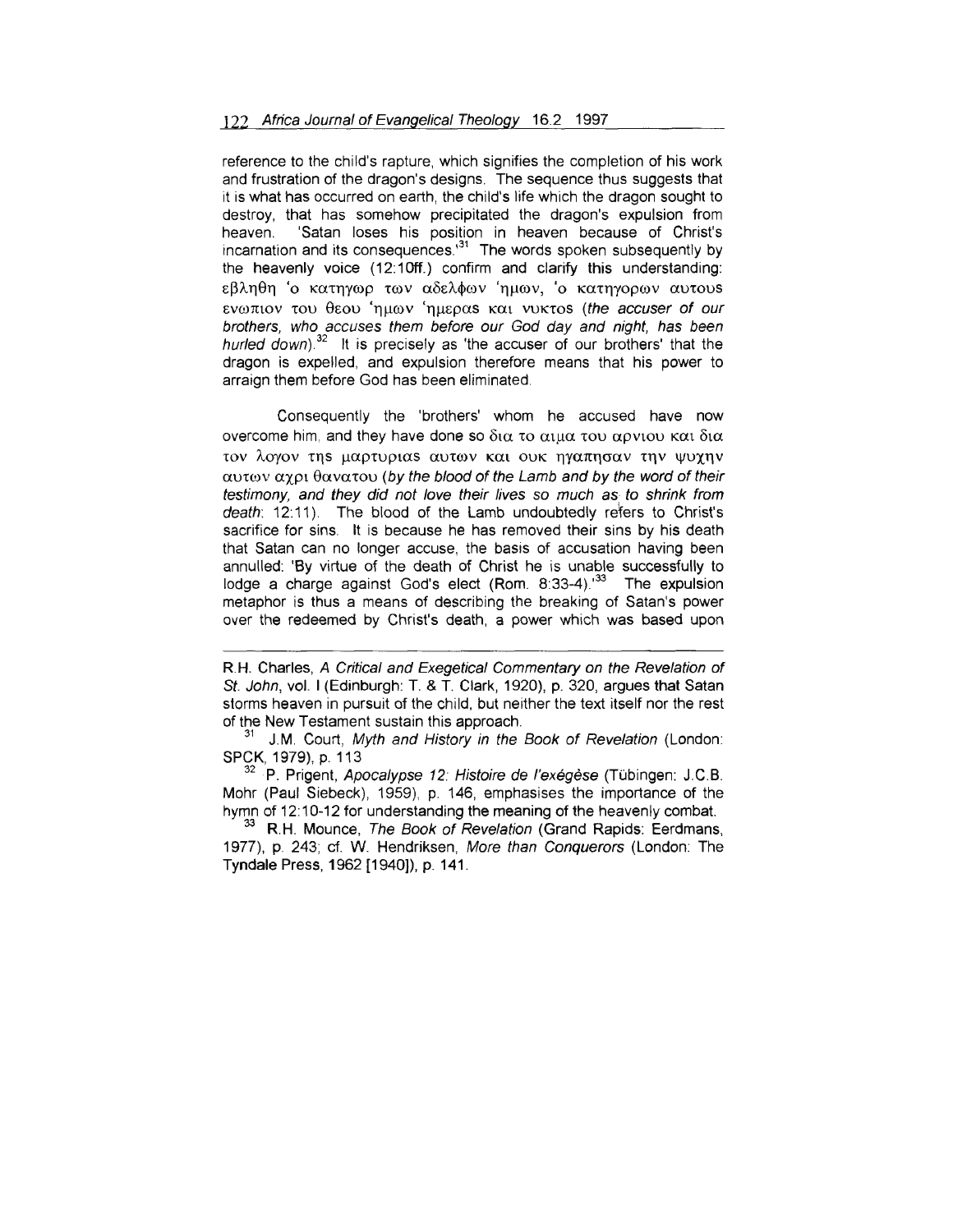reference to the child's rapture, which signifies the completion of his work and frustration of the dragon's designs. The sequence thus suggests that it is what has occurred on earth, the child's life which the dragon sought to destroy, that has somehow precipitated the dragon's expulsion from heaven. 'Satan loses his position in heaven because of Christ's incarnation and its consequences.'[31] The words spoken subsequently by the heavenly voice (12:10ff.) confirm and clarify this understanding: εβληθη 'ο κατηγωρ των αδελφων 'ημων, 'ο κατηγορων αυτους ενωπιον του θεου 'ημων 'ημερας και νυκτος (*the accuser of our brothers, who accuses them before our God day and night, has been hurled down*).[32] It is precisely as 'the accuser of our brothers' that the dragon is expelled, and expulsion therefore means that his power to arraign them before God has been eliminated.

Consequently the 'brothers' whom he accused have now overcome him, and they have done so δια το αιμα του αρνιου και δια τον λογον της μαρτυριας αυτων και ουκ ηγαπησαν την ψυχην αυτων αχρι θανατου (*by the blood of the Lamb and by the word of their testimony, and they did not love their lives so much as to shrink from death*: 12:11). The blood of the Lamb undoubtedly refers to Christ's sacrifice for sins. It is because he has removed their sins by his death that Satan can no longer accuse, the basis of accusation having been annulled: 'By virtue of the death of Christ he is unable successfully to lodge a charge against God's elect (Rom. 8:33-4).'[33] The expulsion metaphor is thus a means of describing the breaking of Satan's power over the redeemed by Christ's death, a power which was based upon

---

R.H. Charles, *A Critical and Exegetical Commentary on the Revelation of St. John*, vol. I (Edinburgh: T. & T. Clark, 1920), p. 320, argues that Satan storms heaven in pursuit of the child, but neither the text itself nor the rest of the New Testament sustain this approach.

[31] J.M. Court, *Myth and History in the Book of Revelation* (London: SPCK, 1979), p. 113

[32] P. Prigent, *Apocalypse 12: Histoire de l'exégèse* (Tübingen: J.C.B. Mohr (Paul Siebeck), 1959), p. 146, emphasises the importance of the hymn of 12:10-12 for understanding the meaning of the heavenly combat.

[33] R.H. Mounce, *The Book of Revelation* (Grand Rapids: Eerdmans, 1977), p. 243; cf. W. Hendriksen, *More than Conquerors* (London: The Tyndale Press, 1962 [1940]), p. 141.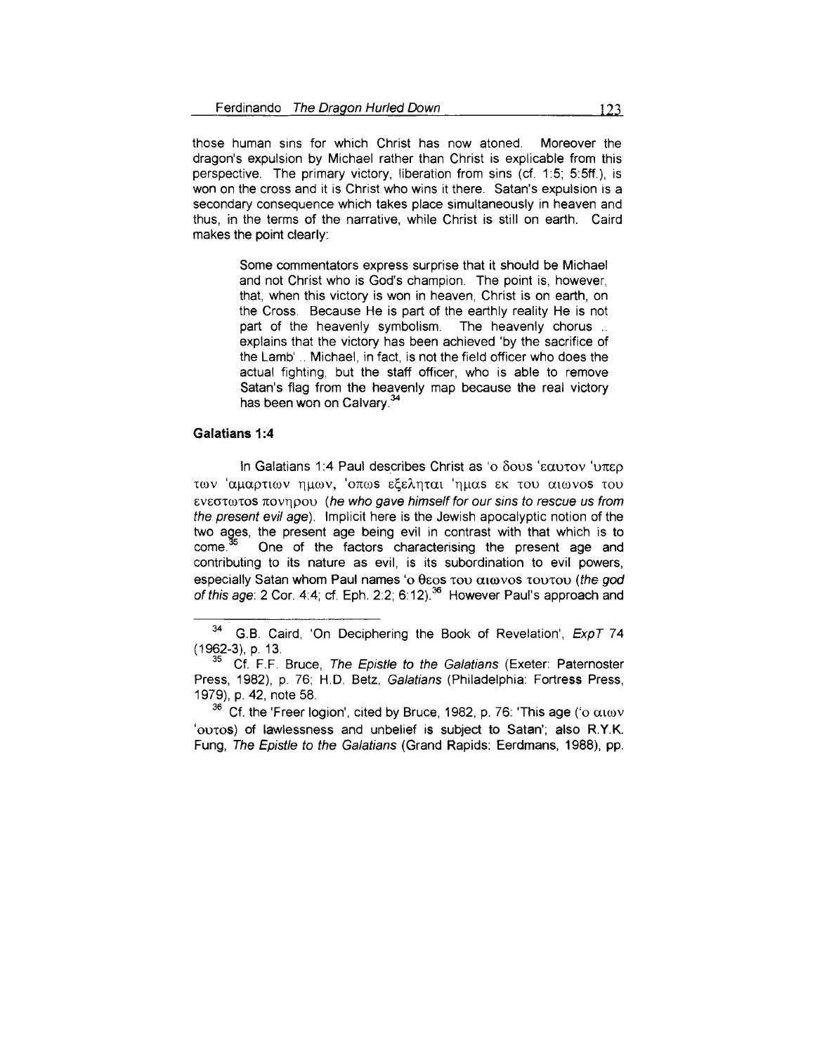those human sins for which Christ has now atoned. Moreover the dragon's expulsion by Michael rather than Christ is explicable from this perspective. The primary victory, liberation from sins (cf. 1:5; 5:5ff.), is won on the cross and it is Christ who wins it there. Satan's expulsion is a secondary consequence which takes place simultaneously in heaven and thus, in the terms of the narrative, while Christ is still on earth. Caird makes the point clearly:

> Some commentators express surprise that it should be Michael and not Christ who is God's champion. The point is, however, that, when this victory is won in heaven, Christ is on earth, on the Cross. Because He is part of the earthly reality He is not part of the heavenly symbolism. The heavenly chorus .. explains that the victory has been achieved 'by the sacrifice of the Lamb' .. Michael, in fact, is not the field officer who does the actual fighting, but the staff officer, who is able to remove Satan's flag from the heavenly map because the real victory has been won on Calvary.[34]

### Galatians 1:4

In Galatians 1:4 Paul describes Christ as 'ο δους 'εαυτον 'υπερ των 'αμαρτιων ημων, 'οπως εξεληται 'ημας εκ του αιωνος του ενεστωτος πονηρου (*he who gave himself for our sins to rescue us from the present evil age*). Implicit here is the Jewish apocalyptic notion of the two ages, the present age being evil in contrast with that which is to come.[35] One of the factors characterising the present age and contributing to its nature as evil, is its subordination to evil powers, especially Satan whom Paul names 'ο θεος του αιωνος τουτου (*the god of this age*: 2 Cor. 4:4; cf. Eph. 2:2; 6:12).[36] However Paul's approach and

---

[34] G.B. Caird, 'On Deciphering the Book of Revelation', *ExpT* 74 (1962-3), p. 13.

[35] Cf. F.F. Bruce, *The Epistle to the Galatians* (Exeter: Paternoster Press, 1982), p. 76; H.D. Betz, *Galatians* (Philadelphia: Fortress Press, 1979), p. 42, note 58.

[36] Cf. the 'Freer logion', cited by Bruce, 1982, p. 76: 'This age ('ο αιων 'ουτος) of lawlessness and unbelief is subject to Satan'; also R.Y.K. Fung, *The Epistle to the Galatians* (Grand Rapids: Eerdmans, 1988), pp.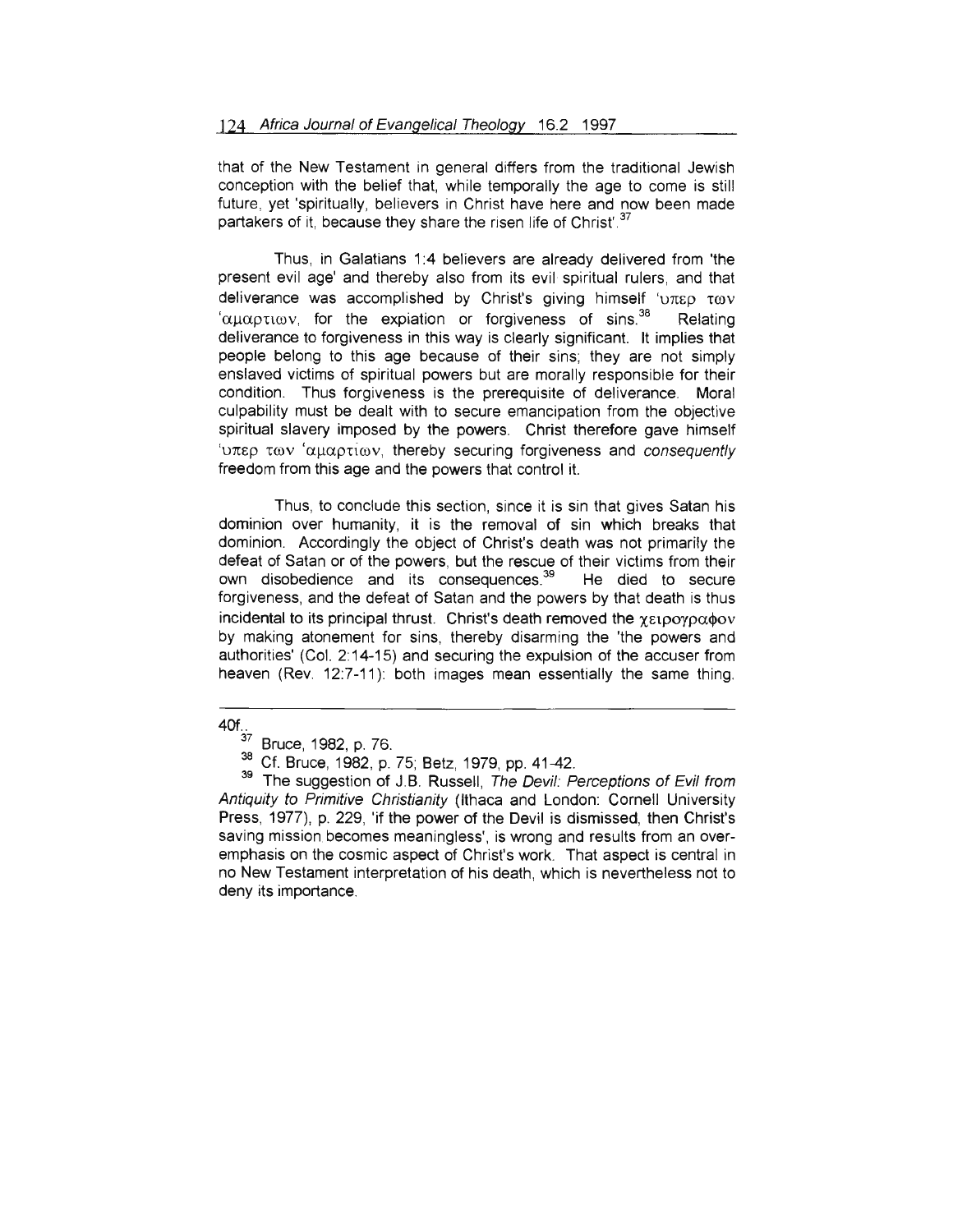that of the New Testament in general differs from the traditional Jewish conception with the belief that, while temporally the age to come is still future, yet 'spiritually, believers in Christ have here and now been made partakers of it, because they share the risen life of Christ'.[37]

Thus, in Galatians 1:4 believers are already delivered from 'the present evil age' and thereby also from its evil spiritual rulers, and that deliverance was accomplished by Christ's giving himself 'υπερ των 'αμαρτιων, for the expiation or forgiveness of sins.[38] Relating deliverance to forgiveness in this way is clearly significant. It implies that people belong to this age because of their sins; they are not simply enslaved victims of spiritual powers but are morally responsible for their condition. Thus forgiveness is the prerequisite of deliverance. Moral culpability must be dealt with to secure emancipation from the objective spiritual slavery imposed by the powers. Christ therefore gave himself 'υπερ των 'αμαρτιων, thereby securing forgiveness and *consequently* freedom from this age and the powers that control it.

Thus, to conclude this section, since it is sin that gives Satan his dominion over humanity, it is the removal of sin which breaks that dominion. Accordingly the object of Christ's death was not primarily the defeat of Satan or of the powers, but the rescue of their victims from their own disobedience and its consequences.[39] He died to secure forgiveness, and the defeat of Satan and the powers by that death is thus incidental to its principal thrust. Christ's death removed the χειρογραφον by making atonement for sins, thereby disarming the 'the powers and authorities' (Col. 2:14-15) and securing the expulsion of the accuser from heaven (Rev. 12:7-11): both images mean essentially the same thing.

---

40f..

[37] Bruce, 1982, p. 76.

[38] Cf. Bruce, 1982, p. 75; Betz, 1979, pp. 41-42.

[39] The suggestion of J.B. Russell, *The Devil: Perceptions of Evil from Antiquity to Primitive Christianity* (Ithaca and London: Cornell University Press, 1977), p. 229, 'if the power of the Devil is dismissed, then Christ's saving mission becomes meaningless', is wrong and results from an over-emphasis on the cosmic aspect of Christ's work. That aspect is central in no New Testament interpretation of his death, which is nevertheless not to deny its importance.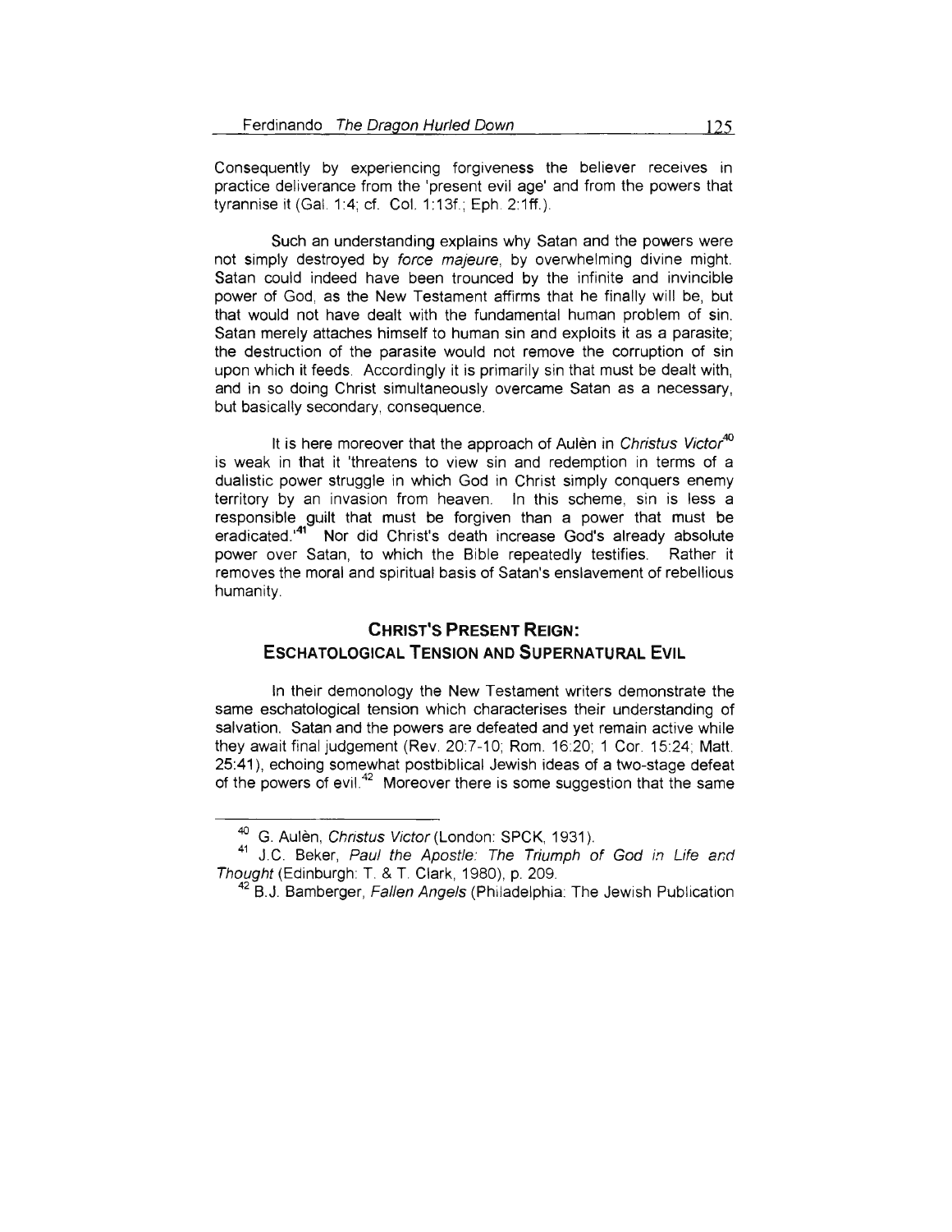Consequently by experiencing forgiveness the believer receives in practice deliverance from the 'present evil age' and from the powers that tyrannise it (Gal. 1:4; cf. Col. 1:13f.; Eph. 2:1ff.).

Such an understanding explains why Satan and the powers were not simply destroyed by *force majeure*, by overwhelming divine might. Satan could indeed have been trounced by the infinite and invincible power of God, as the New Testament affirms that he finally will be, but that would not have dealt with the fundamental human problem of sin. Satan merely attaches himself to human sin and exploits it as a parasite; the destruction of the parasite would not remove the corruption of sin upon which it feeds. Accordingly it is primarily sin that must be dealt with, and in so doing Christ simultaneously overcame Satan as a necessary, but basically secondary, consequence.

It is here moreover that the approach of Aulèn in *Christus Victor*[40] is weak in that it 'threatens to view sin and redemption in terms of a dualistic power struggle in which God in Christ simply conquers enemy territory by an invasion from heaven. In this scheme, sin is less a responsible guilt that must be forgiven than a power that must be eradicated.'[41] Nor did Christ's death increase God's already absolute power over Satan, to which the Bible repeatedly testifies. Rather it removes the moral and spiritual basis of Satan's enslavement of rebellious humanity.

## Christ's Present Reign: Eschatological Tension and Supernatural Evil

In their demonology the New Testament writers demonstrate the same eschatological tension which characterises their understanding of salvation. Satan and the powers are defeated and yet remain active while they await final judgement (Rev. 20:7-10; Rom. 16:20; 1 Cor. 15:24; Matt. 25:41), echoing somewhat postbiblical Jewish ideas of a two-stage defeat of the powers of evil.[42] Moreover there is some suggestion that the same

---

[40] G. Aulèn, *Christus Victor* (London: SPCK, 1931).

[41] J.C. Beker, *Paul the Apostle: The Triumph of God in Life and Thought* (Edinburgh: T. & T. Clark, 1980), p. 209.

[42] B.J. Bamberger, *Fallen Angels* (Philadelphia: The Jewish Publication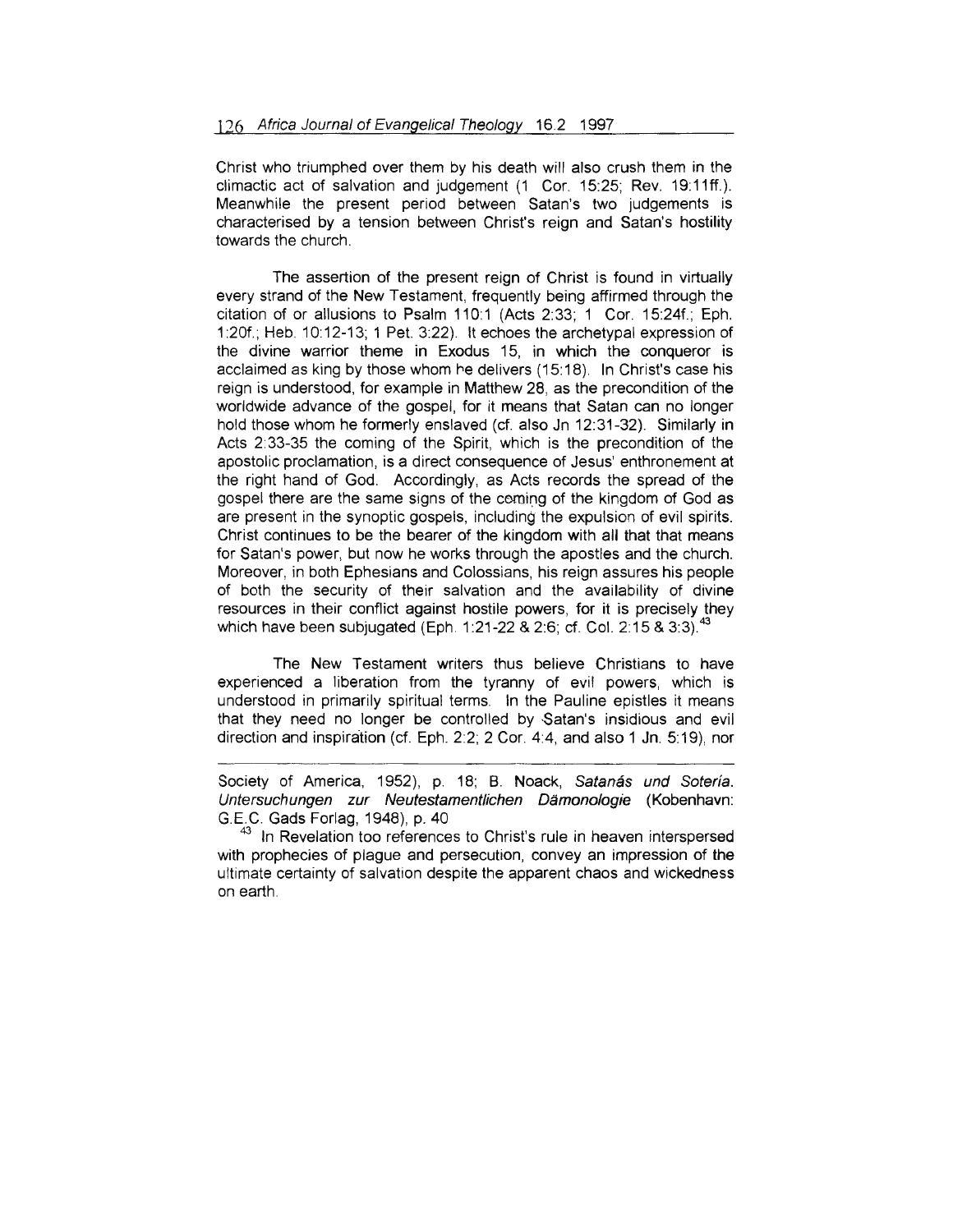Christ who triumphed over them by his death will also crush them in the climactic act of salvation and judgement (1 Cor. 15:25; Rev. 19:11ff.). Meanwhile the present period between Satan's two judgements is characterised by a tension between Christ's reign and Satan's hostility towards the church.

The assertion of the present reign of Christ is found in virtually every strand of the New Testament, frequently being affirmed through the citation of or allusions to Psalm 110:1 (Acts 2:33; 1 Cor. 15:24f.; Eph. 1:20f.; Heb. 10:12-13; 1 Pet. 3:22). It echoes the archetypal expression of the divine warrior theme in Exodus 15, in which the conqueror is acclaimed as king by those whom he delivers (15:18). In Christ's case his reign is understood, for example in Matthew 28, as the precondition of the worldwide advance of the gospel, for it means that Satan can no longer hold those whom he formerly enslaved (cf. also Jn 12:31-32). Similarly in Acts 2:33-35 the coming of the Spirit, which is the precondition of the apostolic proclamation, is a direct consequence of Jesus' enthronement at the right hand of God. Accordingly, as Acts records the spread of the gospel there are the same signs of the coming of the kingdom of God as are present in the synoptic gospels, including the expulsion of evil spirits. Christ continues to be the bearer of the kingdom with all that that means for Satan's power, but now he works through the apostles and the church. Moreover, in both Ephesians and Colossians, his reign assures his people of both the security of their salvation and the availability of divine resources in their conflict against hostile powers, for it is precisely they which have been subjugated (Eph. 1:21-22 & 2:6; cf. Col. 2:15 & 3:3).[43]

The New Testament writers thus believe Christians to have experienced a liberation from the tyranny of evil powers, which is understood in primarily spiritual terms. In the Pauline epistles it means that they need no longer be controlled by Satan's insidious and evil direction and inspiration (cf. Eph. 2:2; 2 Cor. 4:4, and also 1 Jn. 5:19), nor

---

Society of America, 1952), p. 18; B. Noack, *Satanás und Sotería. Untersuchungen zur Neutestamentlichen Dämonologie* (Kobenhavn: G.E.C. Gads Forlag, 1948), p. 40

[43] In Revelation too references to Christ's rule in heaven interspersed with prophecies of plague and persecution, convey an impression of the ultimate certainty of salvation despite the apparent chaos and wickedness on earth.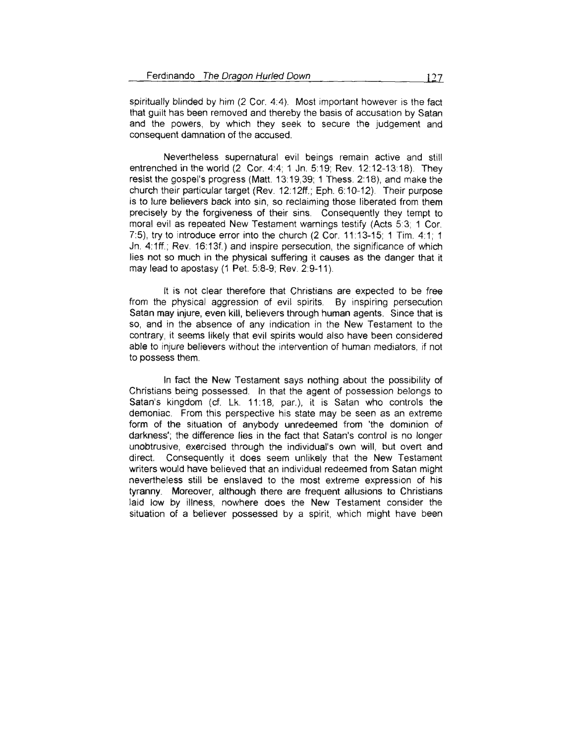spiritually blinded by him (2 Cor. 4:4). Most important however is the fact that guilt has been removed and thereby the basis of accusation by Satan and the powers, by which they seek to secure the judgement and consequent damnation of the accused.

Nevertheless supernatural evil beings remain active and still entrenched in the world (2 Cor. 4:4; 1 Jn. 5:19; Rev. 12:12-13:18). They resist the gospel's progress (Matt. 13:19,39; 1 Thess. 2:18), and make the church their particular target (Rev. 12:12ff.; Eph. 6:10-12). Their purpose is to lure believers back into sin, so reclaiming those liberated from them precisely by the forgiveness of their sins. Consequently they tempt to moral evil as repeated New Testament warnings testify (Acts 5:3; 1 Cor. 7:5), try to introduce error into the church (2 Cor. 11:13-15; 1 Tim. 4:1; 1 Jn. 4:1ff.; Rev. 16:13f.) and inspire persecution, the significance of which lies not so much in the physical suffering it causes as the danger that it may lead to apostasy (1 Pet. 5:8-9; Rev. 2:9-11).

It is not clear therefore that Christians are expected to be free from the physical aggression of evil spirits. By inspiring persecution Satan may injure, even kill, believers through human agents. Since that is so, and in the absence of any indication in the New Testament to the contrary, it seems likely that evil spirits would also have been considered able to injure believers without the intervention of human mediators, if not to possess them.

In fact the New Testament says nothing about the possibility of Christians being possessed. In that the agent of possession belongs to Satan's kingdom (cf. Lk. 11:18, par.), it is Satan who controls the demoniac. From this perspective his state may be seen as an extreme form of the situation of anybody unredeemed from 'the dominion of darkness'; the difference lies in the fact that Satan's control is no longer unobtrusive, exercised through the individual's own will, but overt and direct. Consequently it does seem unlikely that the New Testament writers would have believed that an individual redeemed from Satan might nevertheless still be enslaved to the most extreme expression of his tyranny. Moreover, although there are frequent allusions to Christians laid low by illness, nowhere does the New Testament consider the situation of a believer possessed by a spirit, which might have been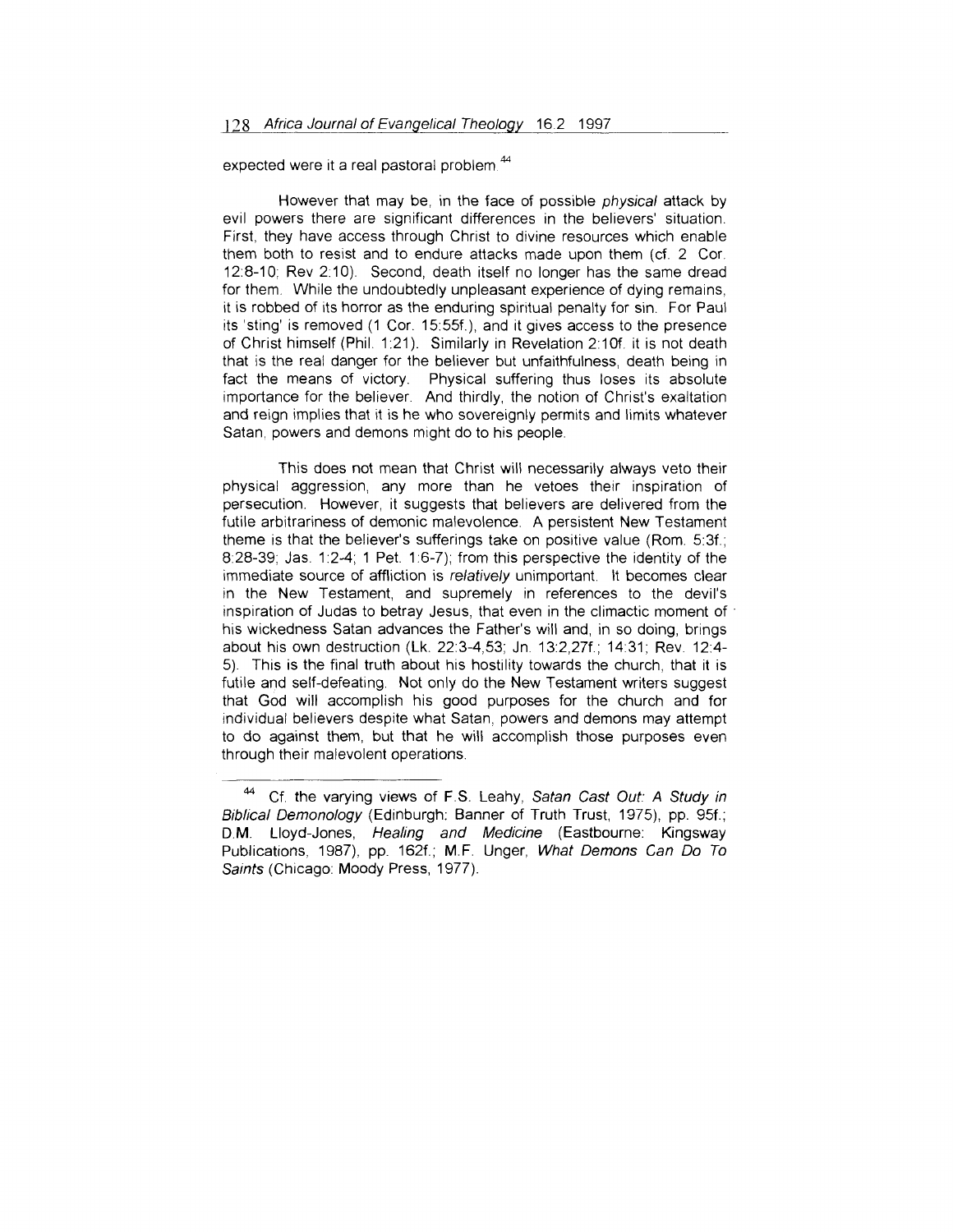expected were it a real pastoral problem.[44]

However that may be, in the face of possible *physical* attack by evil powers there are significant differences in the believers' situation. First, they have access through Christ to divine resources which enable them both to resist and to endure attacks made upon them (cf. 2 Cor. 12:8-10; Rev 2:10). Second, death itself no longer has the same dread for them. While the undoubtedly unpleasant experience of dying remains, it is robbed of its horror as the enduring spiritual penalty for sin. For Paul its 'sting' is removed (1 Cor. 15:55f.), and it gives access to the presence of Christ himself (Phil. 1:21). Similarly in Revelation 2:10f. it is not death that is the real danger for the believer but unfaithfulness, death being in fact the means of victory. Physical suffering thus loses its absolute importance for the believer. And thirdly, the notion of Christ's exaltation and reign implies that it is he who sovereignly permits and limits whatever Satan, powers and demons might do to his people.

This does not mean that Christ will necessarily always veto their physical aggression, any more than he vetoes their inspiration of persecution. However, it suggests that believers are delivered from the futile arbitrariness of demonic malevolence. A persistent New Testament theme is that the believer's sufferings take on positive value (Rom. 5:3f.; 8:28-39; Jas. 1:2-4; 1 Pet. 1:6-7); from this perspective the identity of the immediate source of affliction is *relatively* unimportant. It becomes clear in the New Testament, and supremely in references to the devil's inspiration of Judas to betray Jesus, that even in the climactic moment of his wickedness Satan advances the Father's will and, in so doing, brings about his own destruction (Lk. 22:3-4,53; Jn. 13:2,27f.; 14:31; Rev. 12:4-5). This is the final truth about his hostility towards the church, that it is futile and self-defeating. Not only do the New Testament writers suggest that God will accomplish his good purposes for the church and for individual believers despite what Satan, powers and demons may attempt to do against them, but that he will accomplish those purposes even through their malevolent operations.

---

[44] Cf. the varying views of F.S. Leahy, *Satan Cast Out: A Study in Biblical Demonology* (Edinburgh: Banner of Truth Trust, 1975), pp. 95f.; D.M. Lloyd-Jones, *Healing and Medicine* (Eastbourne: Kingsway Publications, 1987), pp. 162f.; M.F. Unger, *What Demons Can Do To Saints* (Chicago: Moody Press, 1977).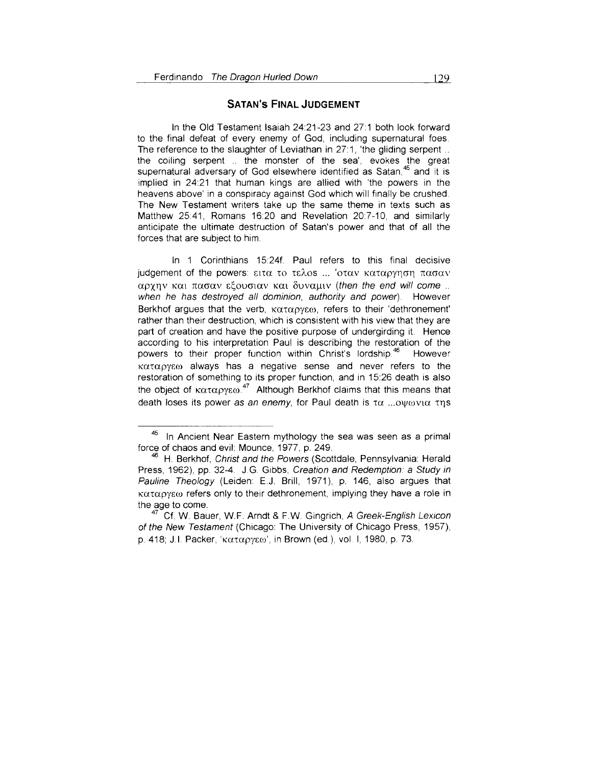## SATAN'S FINAL JUDGEMENT

In the Old Testament Isaiah 24:21-23 and 27:1 both look forward to the final defeat of every enemy of God, including supernatural foes. The reference to the slaughter of Leviathan in 27:1, 'the gliding serpent .. the coiling serpent .. the monster of the sea', evokes the great supernatural adversary of God elsewhere identified as Satan,[45] and it is implied in 24:21 that human kings are allied with 'the powers in the heavens above' in a conspiracy against God which will finally be crushed. The New Testament writers take up the same theme in texts such as Matthew 25:41, Romans 16:20 and Revelation 20:7-10, and similarly anticipate the ultimate destruction of Satan's power and that of all the forces that are subject to him.

In 1 Corinthians 15:24f. Paul refers to this final decisive judgement of the powers: ειτα το τελος ... ʽοταν καταργηση πασαν αρχην και πασαν εξουσιαν και δυναμιν (*then the end will come .. when he has destroyed all dominion, authority and power*). However Berkhof argues that the verb, καταργεω, refers to their 'dethronement' rather than their destruction, which is consistent with his view that they are part of creation and have the positive purpose of undergirding it. Hence according to his interpretation Paul is describing the restoration of the powers to their proper function within Christ's lordship.[46] However καταργεω always has a negative sense and never refers to the restoration of something to its proper function, and in 15:26 death is also the object of καταργεω.[47] Although Berkhof claims that this means that death loses its power *as an enemy*, for Paul death is τα ...οψωνια της

---

[45] In Ancient Near Eastern mythology the sea was seen as a primal force of chaos and evil: Mounce, 1977, p. 249.

[46] H. Berkhof, *Christ and the Powers* (Scottdale, Pennsylvania: Herald Press, 1962), pp. 32-4. J.G. Gibbs, *Creation and Redemption: a Study in Pauline Theology* (Leiden: E.J. Brill, 1971), p. 146, also argues that καταργεω refers only to their dethronement, implying they have a role in the age to come.

[47] Cf. W. Bauer, W.F. Arndt & F.W. Gingrich, *A Greek-English Lexicon of the New Testament* (Chicago: The University of Chicago Press, 1957), p. 418; J.I. Packer, 'καταργεω', in Brown (ed.), vol. I, 1980, p. 73.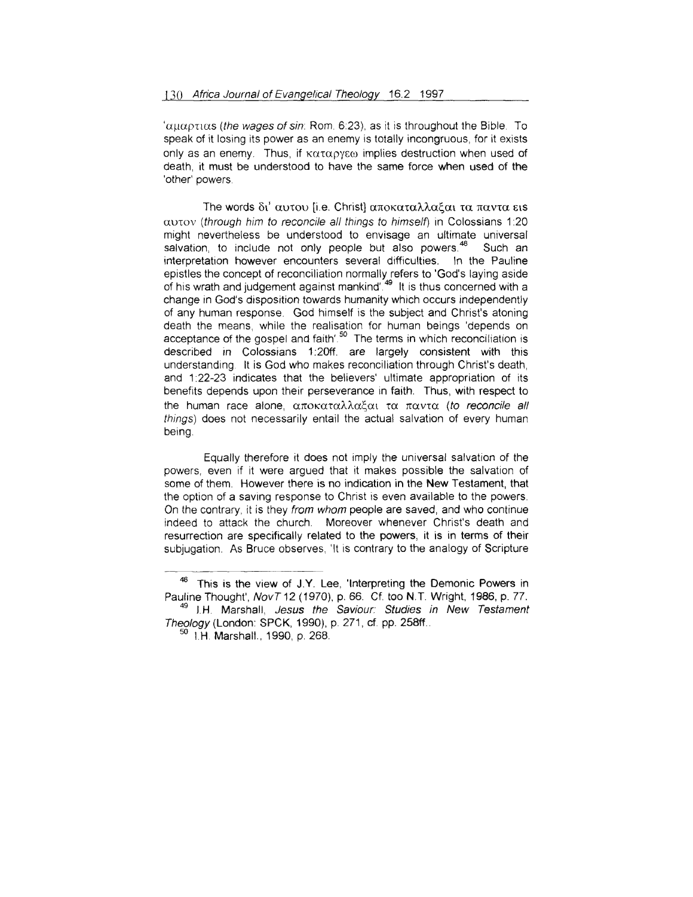ἁμαρτιας (*the wages of sin*: Rom. 6:23), as it is throughout the Bible. To speak of it losing its power as an enemy is totally incongruous, for it exists only as an enemy. Thus, if καταργεω implies destruction when used of death, it must be understood to have the same force when used of the 'other' powers.

The words δι' αυτου [i.e. Christ] αποκαταλλαξαι τα παντα εις αυτον (*through him to reconcile all things to himself*) in Colossians 1:20 might nevertheless be understood to envisage an ultimate universal salvation, to include not only people but also powers.[48] Such an interpretation however encounters several difficulties. In the Pauline epistles the concept of reconciliation normally refers to 'God's laying aside of his wrath and judgement against mankind'.[49] It is thus concerned with a change in God's disposition towards humanity which occurs independently of any human response. God himself is the subject and Christ's atoning death the means, while the realisation for human beings 'depends on acceptance of the gospel and faith'.[50] The terms in which reconciliation is described in Colossians 1:20ff. are largely consistent with this understanding. It is God who makes reconciliation through Christ's death, and 1:22-23 indicates that the believers' ultimate appropriation of its benefits depends upon their perseverance in faith. Thus, with respect to the human race alone, αποκαταλλαξαι τα παντα (*to reconcile all things*) does not necessarily entail the actual salvation of every human being.

Equally therefore it does not imply the universal salvation of the powers, even if it were argued that it makes possible the salvation of some of them. However there is no indication in the New Testament, that the option of a saving response to Christ is even available to the powers. On the contrary, it is they *from whom* people are saved, and who continue indeed to attack the church. Moreover whenever Christ's death and resurrection are specifically related to the powers, it is in terms of their subjugation. As Bruce observes, 'It is contrary to the analogy of Scripture

---

[48] This is the view of J.Y. Lee, 'Interpreting the Demonic Powers in Pauline Thought', *NovT* 12 (1970), p. 66. Cf. too N.T. Wright, 1986, p. 77.

[49] I.H. Marshall, *Jesus the Saviour: Studies in New Testament Theology* (London: SPCK, 1990), p. 271, cf. pp. 258ff..

[50] I.H. Marshall., 1990, p. 268.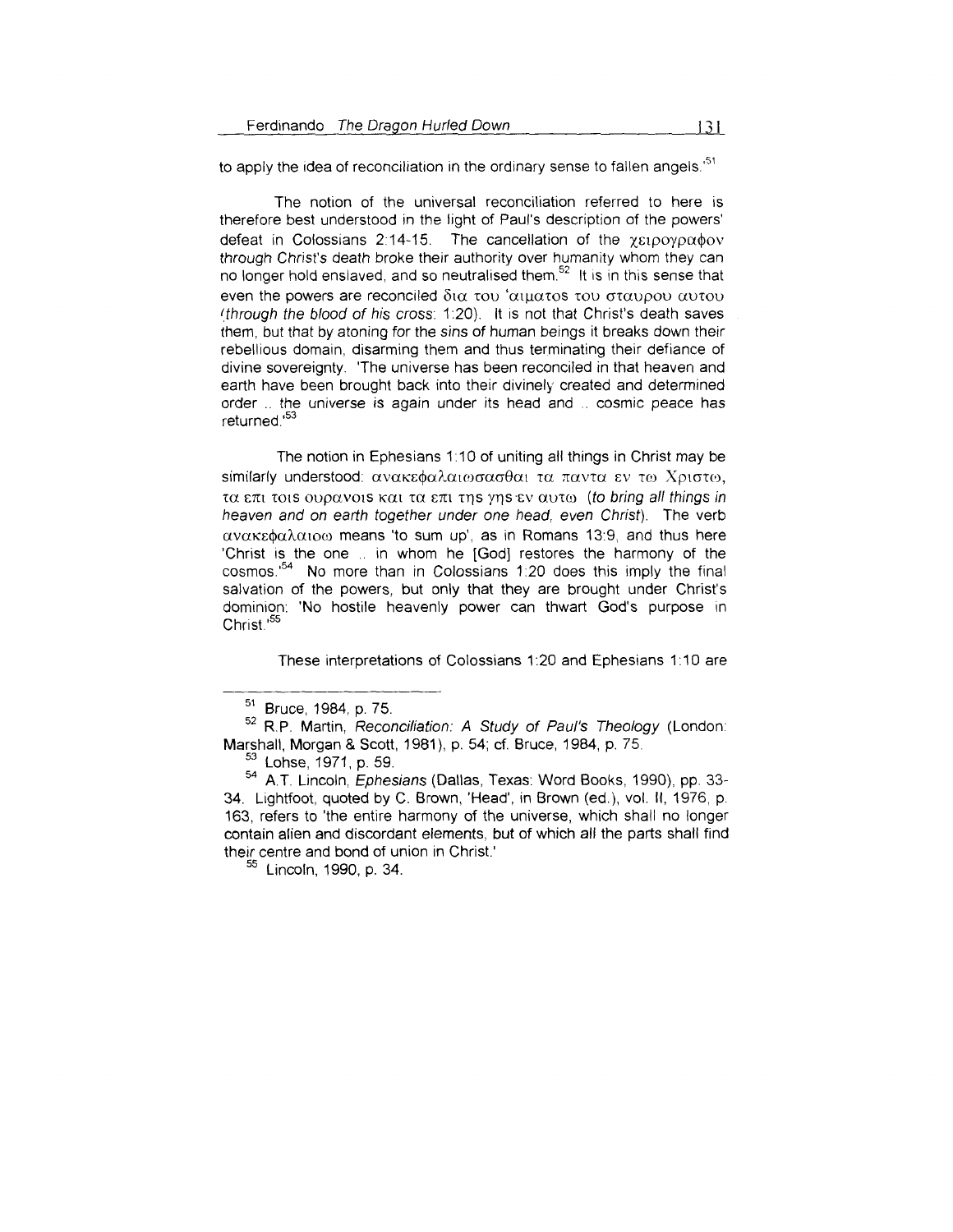to apply the idea of reconciliation in the ordinary sense to fallen angels.'[51]

The notion of the universal reconciliation referred to here is therefore best understood in the light of Paul's description of the powers' defeat in Colossians 2:14-15. The cancellation of the χειρογραφον *through Christ's death* broke their authority over humanity whom they can no longer hold enslaved, and so neutralised them.[52] It is in this sense that even the powers are reconciled δια του 'αιματος του σταυρου αυτου (*through the blood of his cross*: 1:20). It is not that Christ's death saves them, but that by atoning for the sins of human beings it breaks down their rebellious domain, disarming them and thus terminating their defiance of divine sovereignty. 'The universe has been reconciled in that heaven and earth have been brought back into their divinely created and determined order .. the universe is again under its head and .. cosmic peace has returned.'[53]

The notion in Ephesians 1:10 of uniting all things in Christ may be similarly understood: ανακεφαλαιωσασθαι τα παντα εν τω Χριστω, τα επι τοις ουρανοις και τα επι της γης εν αυτω (*to bring all things in heaven and on earth together under one head, even Christ*). The verb ανακεφαλαιοω means 'to sum up', as in Romans 13:9, and thus here 'Christ is the one .. in whom he [God] restores the harmony of the cosmos.'[54] No more than in Colossians 1:20 does this imply the final salvation of the powers, but only that they are brought under Christ's dominion: 'No hostile heavenly power can thwart God's purpose in Christ.'[55]

These interpretations of Colossians 1:20 and Ephesians 1:10 are

---

[51] Bruce, 1984, p. 75.

[52] R.P. Martin, *Reconciliation: A Study of Paul's Theology* (London: Marshall, Morgan & Scott, 1981), p. 54; cf. Bruce, 1984, p. 75.

[53] Lohse, 1971, p. 59.

[54] A.T. Lincoln, *Ephesians* (Dallas, Texas: Word Books, 1990), pp. 33-34. Lightfoot, quoted by C. Brown, 'Head', in Brown (ed.), vol. II, 1976, p. 163, refers to 'the entire harmony of the universe, which shall no longer contain alien and discordant elements, but of which all the parts shall find their centre and bond of union in Christ.'

[55] Lincoln, 1990, p. 34.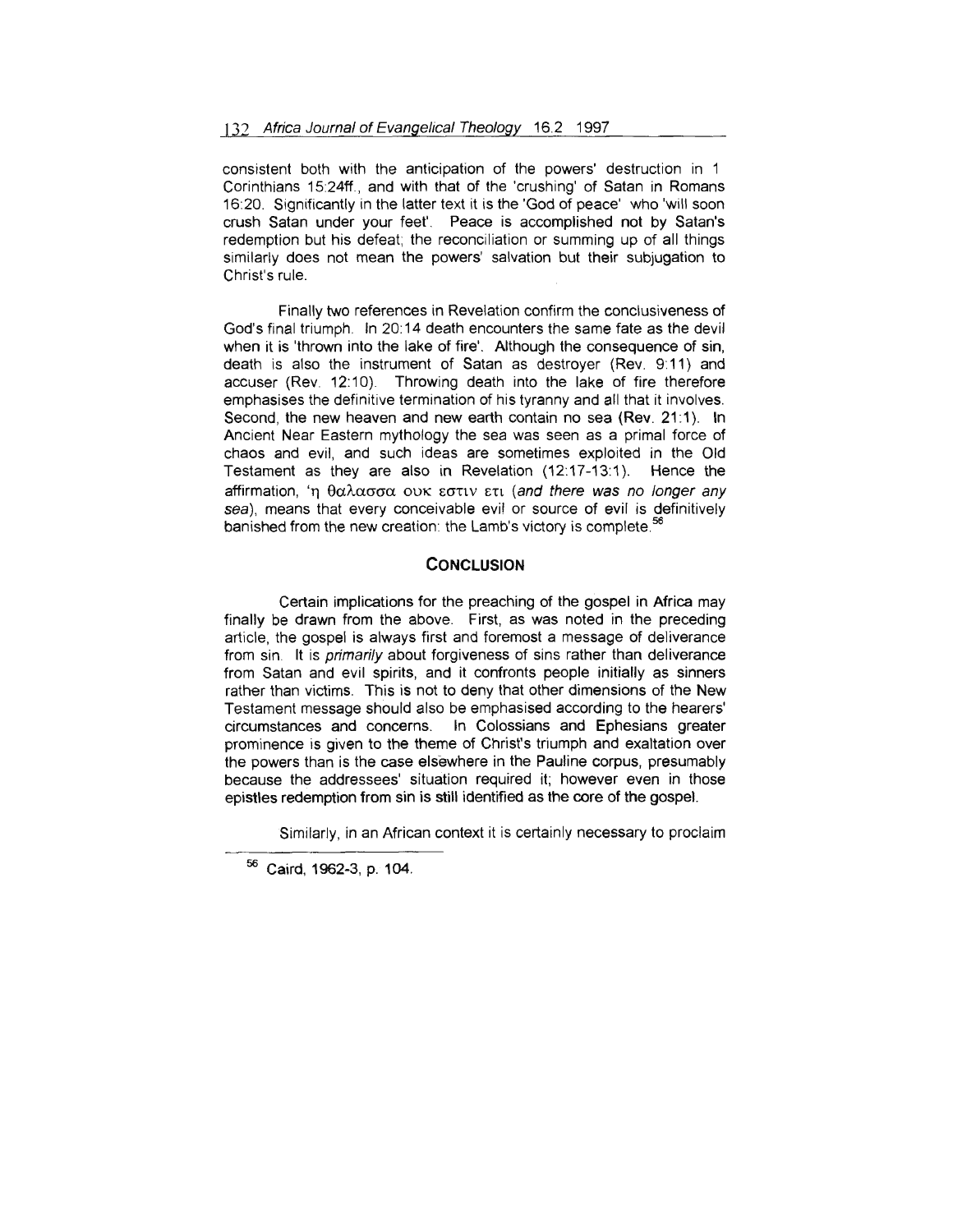consistent both with the anticipation of the powers' destruction in 1 Corinthians 15:24ff., and with that of the 'crushing' of Satan in Romans 16:20. Significantly in the latter text it is the 'God of peace' who 'will soon crush Satan under your feet'. Peace is accomplished not by Satan's redemption but his defeat; the reconciliation or summing up of all things similarly does not mean the powers' salvation but their subjugation to Christ's rule.

Finally two references in Revelation confirm the conclusiveness of God's final triumph. In 20:14 death encounters the same fate as the devil when it is 'thrown into the lake of fire'. Although the consequence of sin, death is also the instrument of Satan as destroyer (Rev. 9:11) and accuser (Rev. 12:10). Throwing death into the lake of fire therefore emphasises the definitive termination of his tyranny and all that it involves. Second, the new heaven and new earth contain no sea (Rev. 21:1). In Ancient Near Eastern mythology the sea was seen as a primal force of chaos and evil, and such ideas are sometimes exploited in the Old Testament as they are also in Revelation (12:17-13:1). Hence the affirmation, 'η θαλασσα ουκ εστιν ετι (*and there was no longer any sea*), means that every conceivable evil or source of evil is definitively banished from the new creation: the Lamb's victory is complete.[56]

## CONCLUSION

Certain implications for the preaching of the gospel in Africa may finally be drawn from the above. First, as was noted in the preceding article, the gospel is always first and foremost a message of deliverance from sin. It is *primarily* about forgiveness of sins rather than deliverance from Satan and evil spirits, and it confronts people initially as sinners rather than victims. This is not to deny that other dimensions of the New Testament message should also be emphasised according to the hearers' circumstances and concerns. In Colossians and Ephesians greater prominence is given to the theme of Christ's triumph and exaltation over the powers than is the case elsewhere in the Pauline corpus, presumably because the addressees' situation required it; however even in those epistles redemption from sin is still identified as the core of the gospel.

Similarly, in an African context it is certainly necessary to proclaim

[56] Caird, 1962-3, p. 104.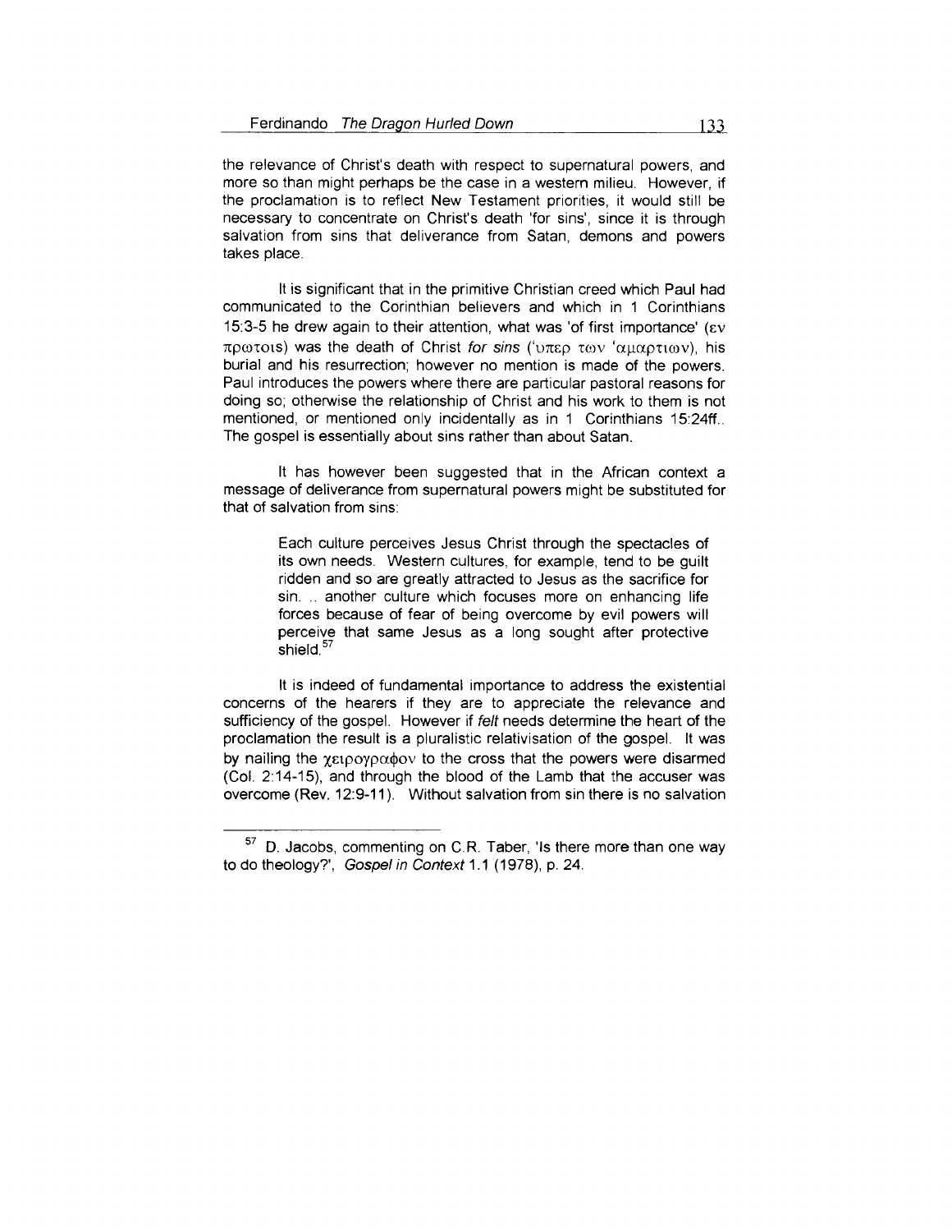the relevance of Christ's death with respect to supernatural powers, and more so than might perhaps be the case in a western milieu. However, if the proclamation is to reflect New Testament priorities, it would still be necessary to concentrate on Christ's death 'for sins', since it is through salvation from sins that deliverance from Satan, demons and powers takes place.

It is significant that in the primitive Christian creed which Paul had communicated to the Corinthian believers and which in 1 Corinthians 15:3-5 he drew again to their attention, what was 'of first importance' (εν πρωτοις) was the death of Christ *for sins* ('υπερ των 'αμαρτιων), his burial and his resurrection; however no mention is made of the powers. Paul introduces the powers where there are particular pastoral reasons for doing so; otherwise the relationship of Christ and his work to them is not mentioned, or mentioned only incidentally as in 1 Corinthians 15:24ff.. The gospel is essentially about sins rather than about Satan.

It has however been suggested that in the African context a message of deliverance from supernatural powers might be substituted for that of salvation from sins:

> Each culture perceives Jesus Christ through the spectacles of its own needs. Western cultures, for example, tend to be guilt ridden and so are greatly attracted to Jesus as the sacrifice for sin. .. another culture which focuses more on enhancing life forces because of fear of being overcome by evil powers will perceive that same Jesus as a long sought after protective shield.[57]

It is indeed of fundamental importance to address the existential concerns of the hearers if they are to appreciate the relevance and sufficiency of the gospel. However if *felt* needs determine the heart of the proclamation the result is a pluralistic relativisation of the gospel. It was by nailing the χειρογραφον to the cross that the powers were disarmed (Col. 2:14-15), and through the blood of the Lamb that the accuser was overcome (Rev. 12:9-11). Without salvation from sin there is no salvation

---

[57] D. Jacobs, commenting on C.R. Taber, 'Is there more than one way to do theology?', *Gospel in Context* 1.1 (1978), p. 24.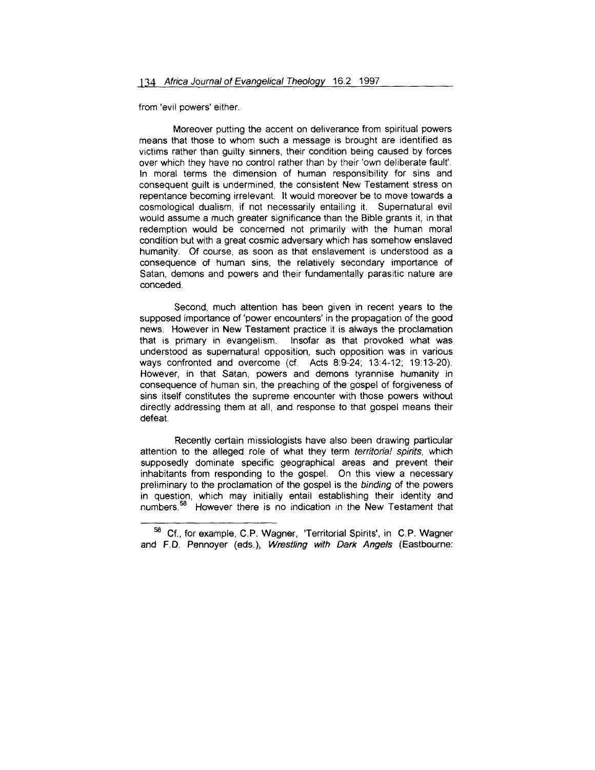from 'evil powers' either.

Moreover putting the accent on deliverance from spiritual powers means that those to whom such a message is brought are identified as victims rather than guilty sinners, their condition being caused by forces over which they have no control rather than by their 'own deliberate fault'. In moral terms the dimension of human responsibility for sins and consequent guilt is undermined, the consistent New Testament stress on repentance becoming irrelevant. It would moreover be to move towards a cosmological dualism, if not necessarily entailing it. Supernatural evil would assume a much greater significance than the Bible grants it, in that redemption would be concerned not primarily with the human moral condition but with a great cosmic adversary which has somehow enslaved humanity. Of course, as soon as that enslavement is understood as a consequence of human sins, the relatively secondary importance of Satan, demons and powers and their fundamentally parasitic nature are conceded.

Second, much attention has been given in recent years to the supposed importance of 'power encounters' in the propagation of the good news. However in New Testament practice it is always the proclamation that is primary in evangelism. Insofar as that provoked what was understood as supernatural opposition, such opposition was in various ways confronted and overcome (cf. Acts 8:9-24; 13:4-12; 19:13-20). However, in that Satan, powers and demons tyrannise humanity in consequence of human sin, the preaching of the gospel of forgiveness of sins itself constitutes the supreme encounter with those powers without directly addressing them at all, and response to that gospel means their defeat.

Recently certain missiologists have also been drawing particular attention to the alleged role of what they term *territorial spirits*, which supposedly dominate specific geographical areas and prevent their inhabitants from responding to the gospel. On this view a necessary preliminary to the proclamation of the gospel is the *binding* of the powers in question, which may initially entail establishing their identity and numbers.[58] However there is no indication in the New Testament that

---

[58] Cf., for example, C.P. Wagner, 'Territorial Spirits', in C.P. Wagner and F.D. Pennoyer (eds.), *Wrestling with Dark Angels* (Eastbourne: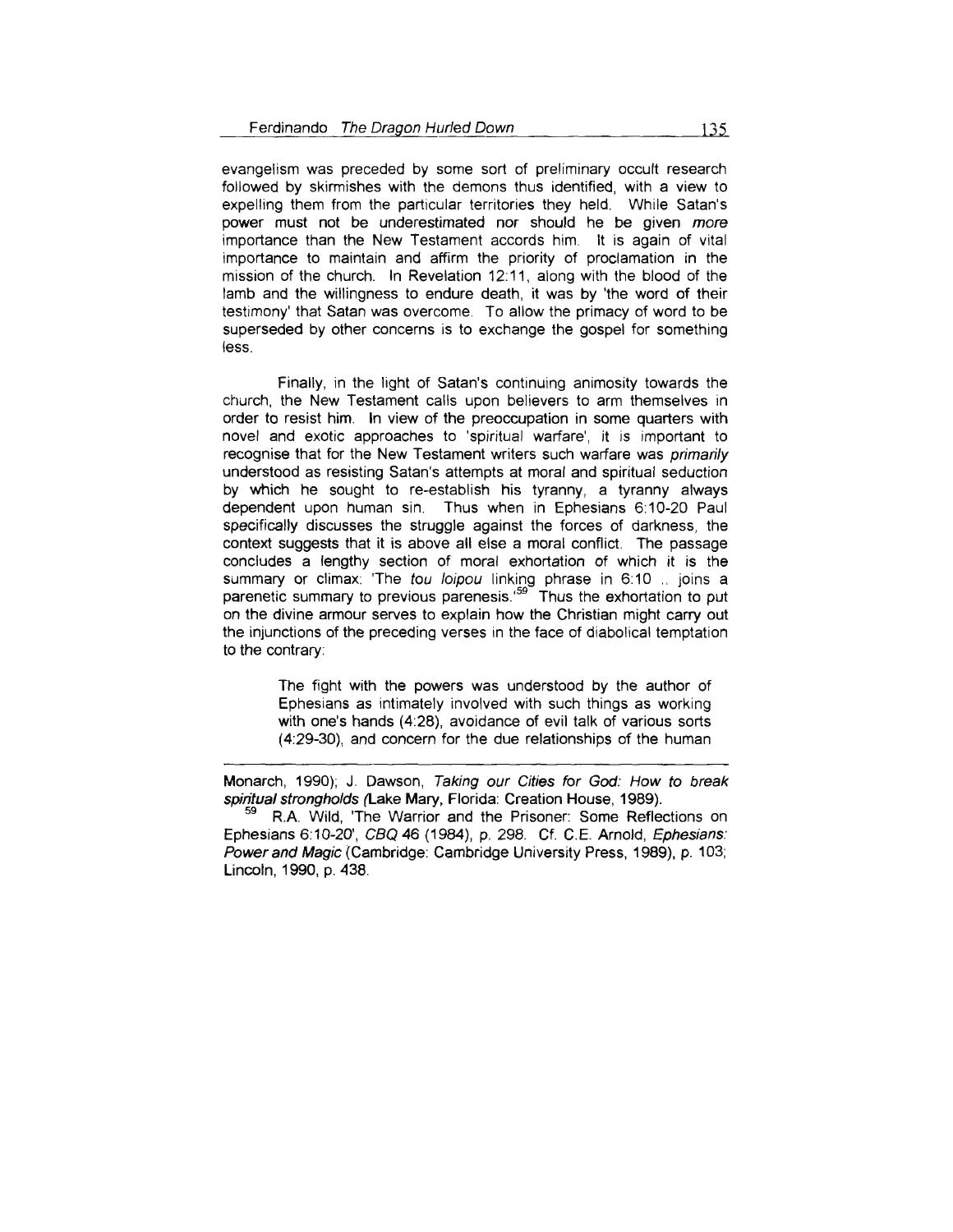evangelism was preceded by some sort of preliminary occult research followed by skirmishes with the demons thus identified, with a view to expelling them from the particular territories they held. While Satan's power must not be underestimated nor should he be given *more* importance than the New Testament accords him. It is again of vital importance to maintain and affirm the priority of proclamation in the mission of the church. In Revelation 12:11, along with the blood of the lamb and the willingness to endure death, it was by 'the word of their testimony' that Satan was overcome. To allow the primacy of word to be superseded by other concerns is to exchange the gospel for something less.

Finally, in the light of Satan's continuing animosity towards the church, the New Testament calls upon believers to arm themselves in order to resist him. In view of the preoccupation in some quarters with novel and exotic approaches to 'spiritual warfare', it is important to recognise that for the New Testament writers such warfare was *primarily* understood as resisting Satan's attempts at moral and spiritual seduction by which he sought to re-establish his tyranny, a tyranny always dependent upon human sin. Thus when in Ephesians 6:10-20 Paul specifically discusses the struggle against the forces of darkness, the context suggests that it is above all else a moral conflict. The passage concludes a lengthy section of moral exhortation of which it is the summary or climax: 'The *tou loipou* linking phrase in 6:10 .. joins a parenetic summary to previous parenesis.'[59] Thus the exhortation to put on the divine armour serves to explain how the Christian might carry out the injunctions of the preceding verses in the face of diabolical temptation to the contrary:

> The fight with the powers was understood by the author of Ephesians as intimately involved with such things as working with one's hands (4:28), avoidance of evil talk of various sorts (4:29-30), and concern for the due relationships of the human

---

Monarch, 1990); J. Dawson, *Taking our Cities for God: How to break spiritual strongholds* (Lake Mary, Florida: Creation House, 1989).

[59] R.A. Wild, 'The Warrior and the Prisoner: Some Reflections on Ephesians 6:10-20', *CBQ* 46 (1984), p. 298. Cf. C.E. Arnold, *Ephesians: Power and Magic* (Cambridge: Cambridge University Press, 1989), p. 103; Lincoln, 1990, p. 438.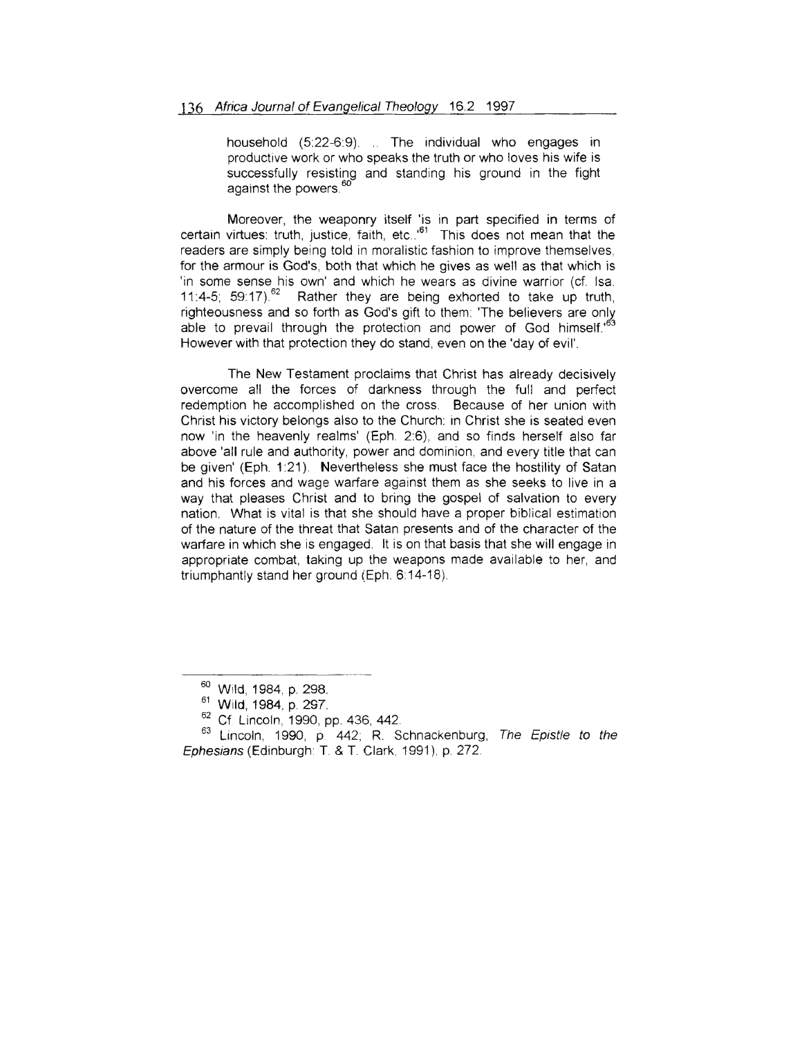> household (5:22-6:9). .. The individual who engages in productive work or who speaks the truth or who loves his wife is successfully resisting and standing his ground in the fight against the powers.[60]

Moreover, the weaponry itself 'is in part specified in terms of certain virtues: truth, justice, faith, etc..'[61] This does not mean that the readers are simply being told in moralistic fashion to improve themselves, for the armour is God's, both that which he gives as well as that which is 'in some sense his own' and which he wears as divine warrior (cf. Isa. 11:4-5; 59:17).[62] Rather they are being exhorted to take up truth, righteousness and so forth as God's gift to them: 'The believers are only able to prevail through the protection and power of God himself.'[63] However with that protection they do stand, even on the 'day of evil'.

The New Testament proclaims that Christ has already decisively overcome all the forces of darkness through the full and perfect redemption he accomplished on the cross. Because of her union with Christ his victory belongs also to the Church: in Christ she is seated even now 'in the heavenly realms' (Eph. 2:6), and so finds herself also far above 'all rule and authority, power and dominion, and every title that can be given' (Eph. 1:21). Nevertheless she must face the hostility of Satan and his forces and wage warfare against them as she seeks to live in a way that pleases Christ and to bring the gospel of salvation to every nation. What is vital is that she should have a proper biblical estimation of the nature of the threat that Satan presents and of the character of the warfare in which she is engaged. It is on that basis that she will engage in appropriate combat, taking up the weapons made available to her, and triumphantly stand her ground (Eph. 6:14-18).

---

[60] Wild, 1984, p. 298.

[61] Wild, 1984, p. 297.

[62] Cf. Lincoln, 1990, pp. 436, 442.

[63] Lincoln, 1990, p. 442; R. Schnackenburg, *The Epistle to the Ephesians* (Edinburgh: T. & T. Clark, 1991), p. 272.